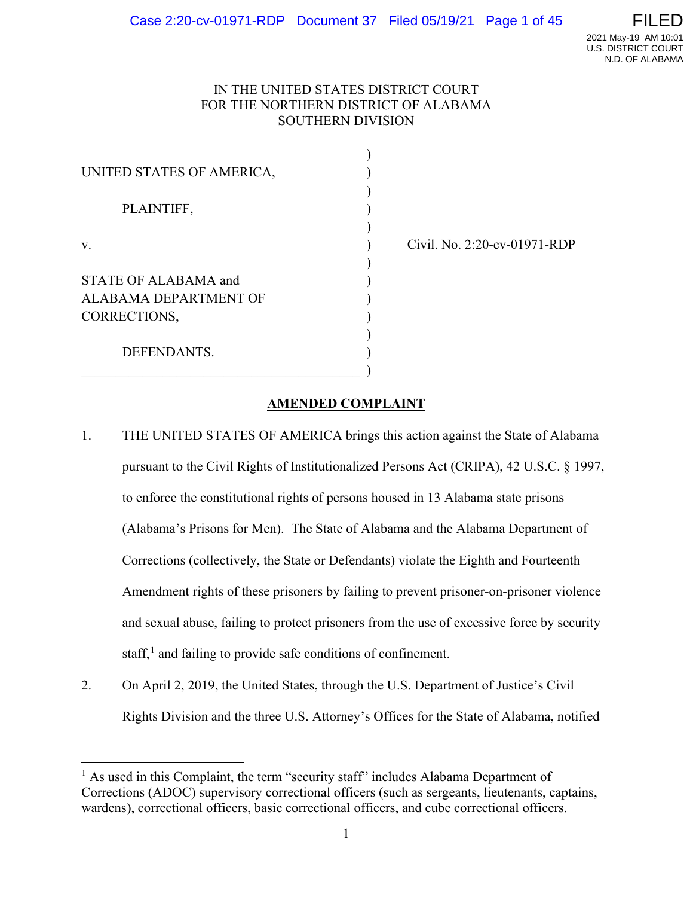IN THE UNITED STATES DISTRICT COURT
FOR THE NORTHERN DISTRICT OF ALABAMA
SOUTHERN DIVISION

| | | |
|---|---|---|
| UNITED STATES OF AMERICA, | ) | |
| PLAINTIFF, | ) | |
| v. | ) | Civil. No. 2:20-cv-01971-RDP |
| STATE OF ALABAMA and ALABAMA DEPARTMENT OF CORRECTIONS, | ) | |
| DEFENDANTS. | ) | |

## AMENDED COMPLAINT

1. THE UNITED STATES OF AMERICA brings this action against the State of Alabama pursuant to the Civil Rights of Institutionalized Persons Act (CRIPA), 42 U.S.C. § 1997, to enforce the constitutional rights of persons housed in 13 Alabama state prisons (Alabama's Prisons for Men). The State of Alabama and the Alabama Department of Corrections (collectively, the State or Defendants) violate the Eighth and Fourteenth Amendment rights of these prisoners by failing to prevent prisoner-on-prisoner violence and sexual abuse, failing to protect prisoners from the use of excessive force by security staff,[1] and failing to provide safe conditions of confinement.

2. On April 2, 2019, the United States, through the U.S. Department of Justice's Civil Rights Division and the three U.S. Attorney's Offices for the State of Alabama, notified

[1] As used in this Complaint, the term "security staff" includes Alabama Department of Corrections (ADOC) supervisory correctional officers (such as sergeants, lieutenants, captains, wardens), correctional officers, basic correctional officers, and cube correctional officers.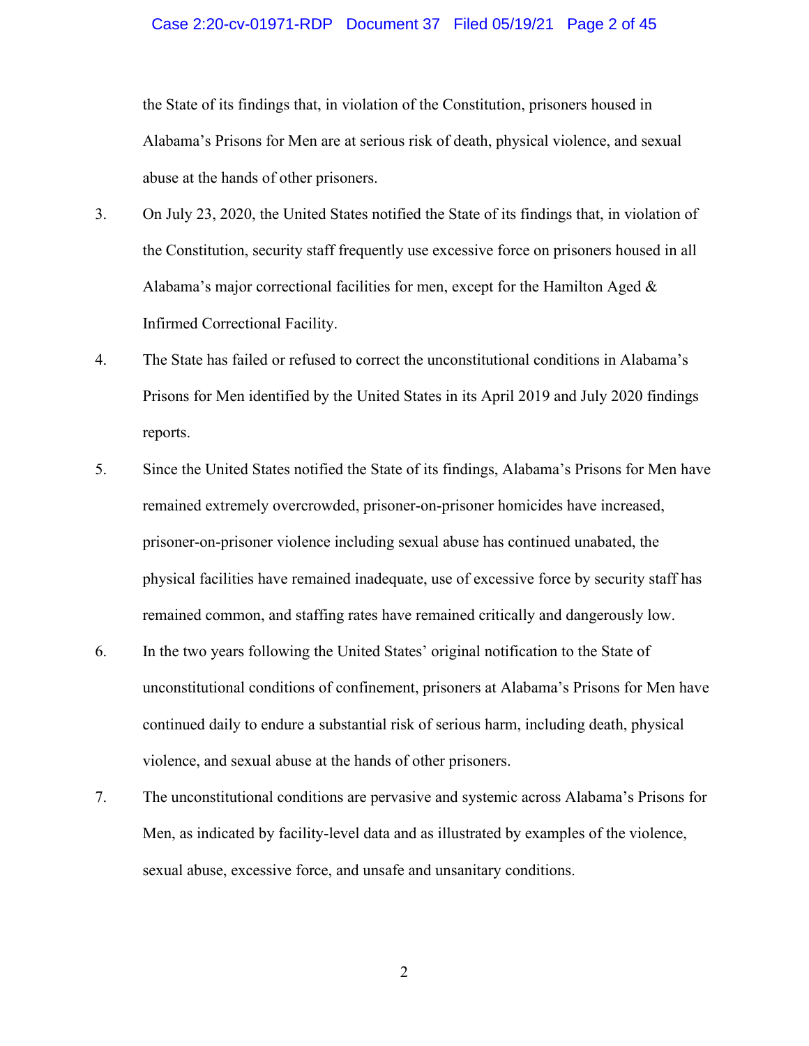the State of its findings that, in violation of the Constitution, prisoners housed in Alabama's Prisons for Men are at serious risk of death, physical violence, and sexual abuse at the hands of other prisoners.

3. On July 23, 2020, the United States notified the State of its findings that, in violation of the Constitution, security staff frequently use excessive force on prisoners housed in all Alabama's major correctional facilities for men, except for the Hamilton Aged & Infirmed Correctional Facility.

4. The State has failed or refused to correct the unconstitutional conditions in Alabama's Prisons for Men identified by the United States in its April 2019 and July 2020 findings reports.

5. Since the United States notified the State of its findings, Alabama's Prisons for Men have remained extremely overcrowded, prisoner-on-prisoner homicides have increased, prisoner-on-prisoner violence including sexual abuse has continued unabated, the physical facilities have remained inadequate, use of excessive force by security staff has remained common, and staffing rates have remained critically and dangerously low.

6. In the two years following the United States' original notification to the State of unconstitutional conditions of confinement, prisoners at Alabama's Prisons for Men have continued daily to endure a substantial risk of serious harm, including death, physical violence, and sexual abuse at the hands of other prisoners.

7. The unconstitutional conditions are pervasive and systemic across Alabama's Prisons for Men, as indicated by facility-level data and as illustrated by examples of the violence, sexual abuse, excessive force, and unsafe and unsanitary conditions.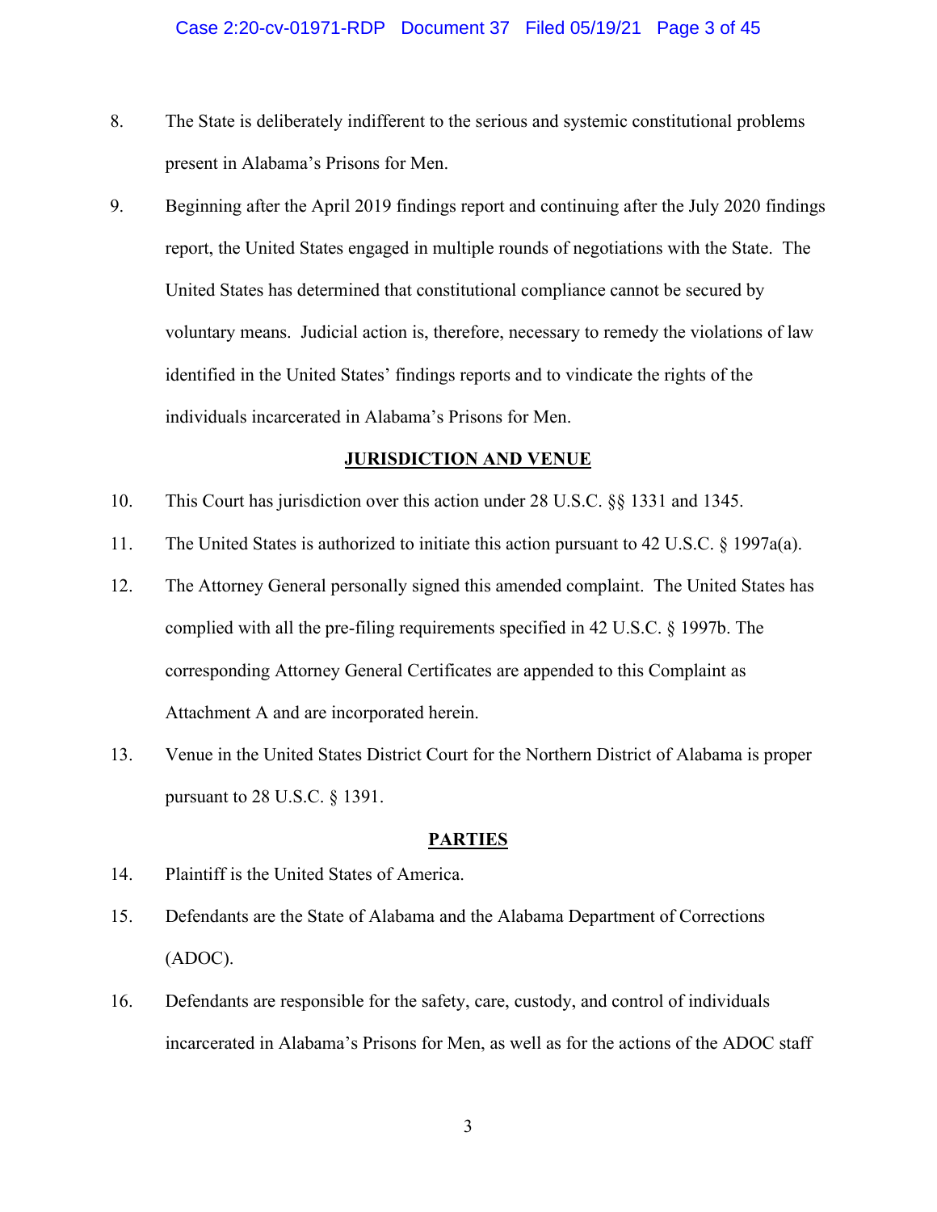8. The State is deliberately indifferent to the serious and systemic constitutional problems present in Alabama's Prisons for Men.

9. Beginning after the April 2019 findings report and continuing after the July 2020 findings report, the United States engaged in multiple rounds of negotiations with the State. The United States has determined that constitutional compliance cannot be secured by voluntary means. Judicial action is, therefore, necessary to remedy the violations of law identified in the United States' findings reports and to vindicate the rights of the individuals incarcerated in Alabama's Prisons for Men.

## JURISDICTION AND VENUE

10. This Court has jurisdiction over this action under 28 U.S.C. §§ 1331 and 1345.

11. The United States is authorized to initiate this action pursuant to 42 U.S.C. § 1997a(a).

12. The Attorney General personally signed this amended complaint. The United States has complied with all the pre-filing requirements specified in 42 U.S.C. § 1997b. The corresponding Attorney General Certificates are appended to this Complaint as Attachment A and are incorporated herein.

13. Venue in the United States District Court for the Northern District of Alabama is proper pursuant to 28 U.S.C. § 1391.

## PARTIES

14. Plaintiff is the United States of America.

15. Defendants are the State of Alabama and the Alabama Department of Corrections (ADOC).

16. Defendants are responsible for the safety, care, custody, and control of individuals incarcerated in Alabama's Prisons for Men, as well as for the actions of the ADOC staff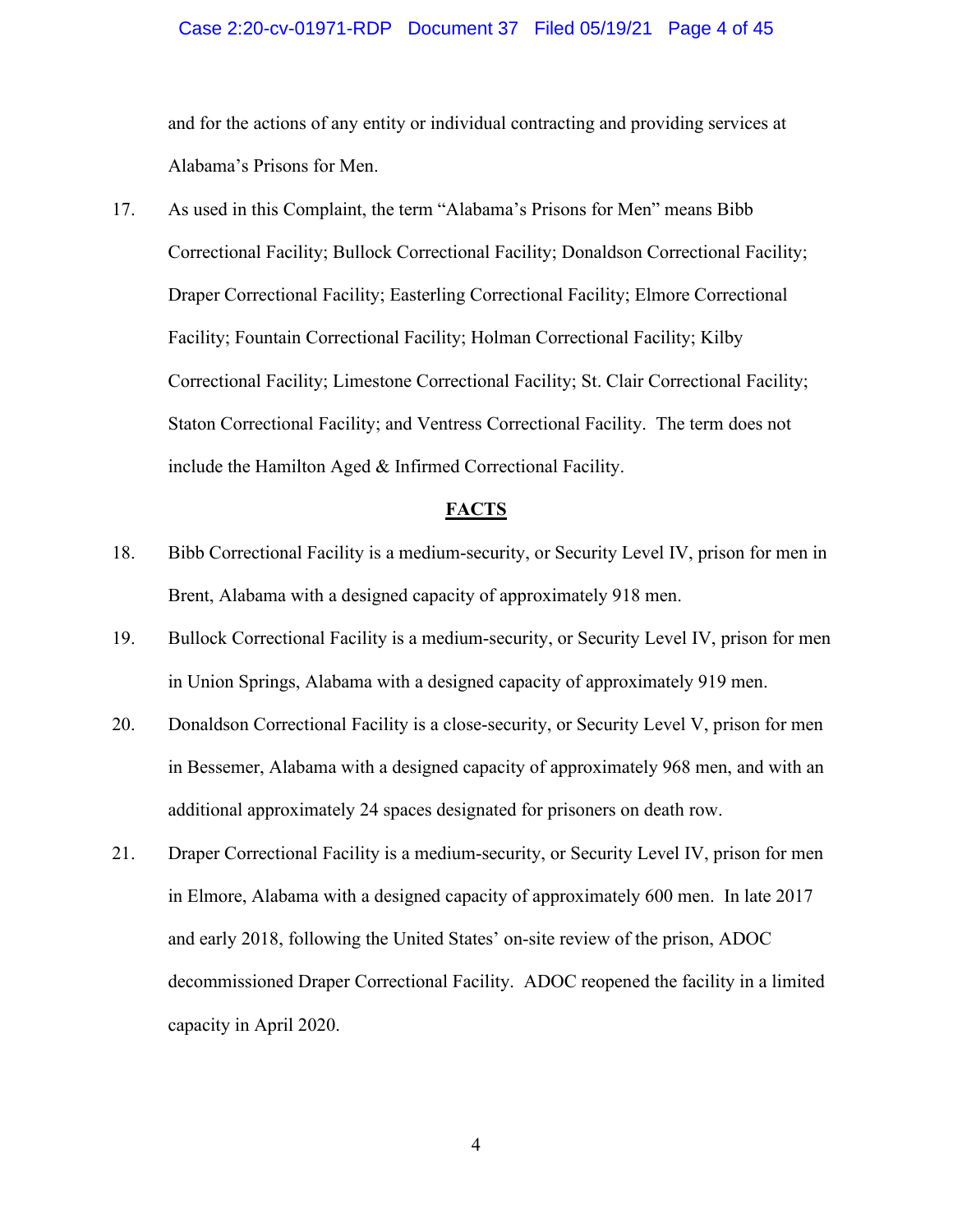and for the actions of any entity or individual contracting and providing services at Alabama's Prisons for Men.

17. As used in this Complaint, the term "Alabama's Prisons for Men" means Bibb Correctional Facility; Bullock Correctional Facility; Donaldson Correctional Facility; Draper Correctional Facility; Easterling Correctional Facility; Elmore Correctional Facility; Fountain Correctional Facility; Holman Correctional Facility; Kilby Correctional Facility; Limestone Correctional Facility; St. Clair Correctional Facility; Staton Correctional Facility; and Ventress Correctional Facility. The term does not include the Hamilton Aged & Infirmed Correctional Facility.

## FACTS

18. Bibb Correctional Facility is a medium-security, or Security Level IV, prison for men in Brent, Alabama with a designed capacity of approximately 918 men.

19. Bullock Correctional Facility is a medium-security, or Security Level IV, prison for men in Union Springs, Alabama with a designed capacity of approximately 919 men.

20. Donaldson Correctional Facility is a close-security, or Security Level V, prison for men in Bessemer, Alabama with a designed capacity of approximately 968 men, and with an additional approximately 24 spaces designated for prisoners on death row.

21. Draper Correctional Facility is a medium-security, or Security Level IV, prison for men in Elmore, Alabama with a designed capacity of approximately 600 men. In late 2017 and early 2018, following the United States' on-site review of the prison, ADOC decommissioned Draper Correctional Facility. ADOC reopened the facility in a limited capacity in April 2020.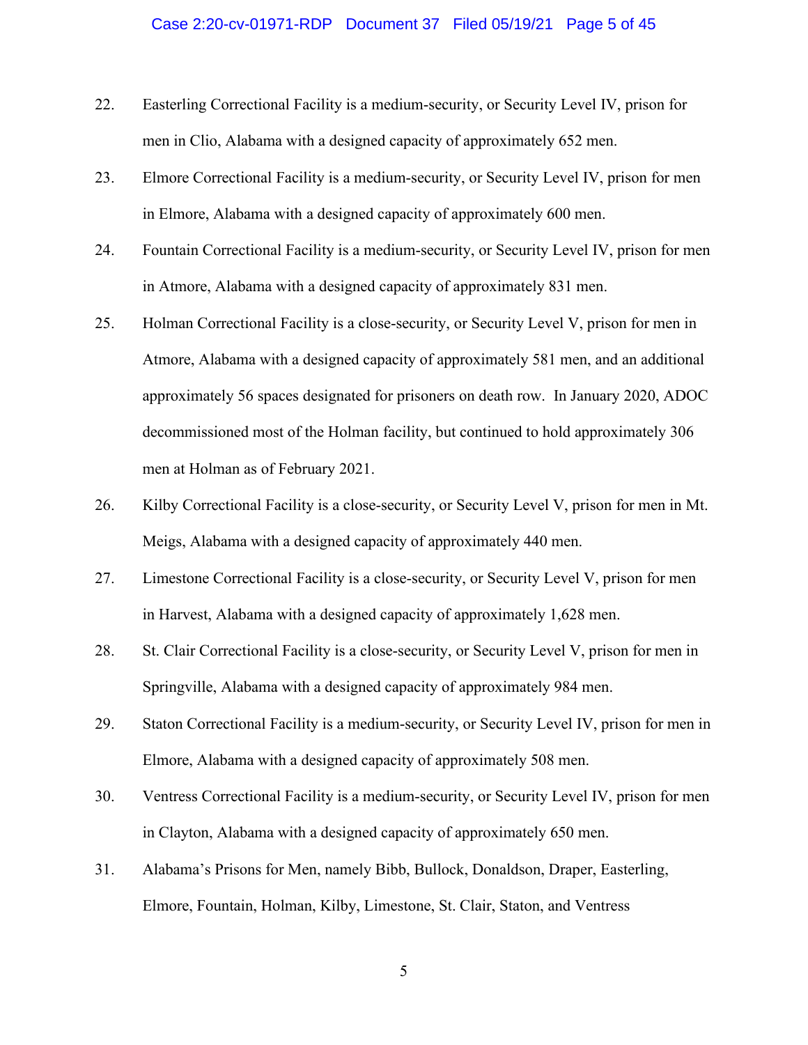22. Easterling Correctional Facility is a medium-security, or Security Level IV, prison for men in Clio, Alabama with a designed capacity of approximately 652 men.

23. Elmore Correctional Facility is a medium-security, or Security Level IV, prison for men in Elmore, Alabama with a designed capacity of approximately 600 men.

24. Fountain Correctional Facility is a medium-security, or Security Level IV, prison for men in Atmore, Alabama with a designed capacity of approximately 831 men.

25. Holman Correctional Facility is a close-security, or Security Level V, prison for men in Atmore, Alabama with a designed capacity of approximately 581 men, and an additional approximately 56 spaces designated for prisoners on death row. In January 2020, ADOC decommissioned most of the Holman facility, but continued to hold approximately 306 men at Holman as of February 2021.

26. Kilby Correctional Facility is a close-security, or Security Level V, prison for men in Mt. Meigs, Alabama with a designed capacity of approximately 440 men.

27. Limestone Correctional Facility is a close-security, or Security Level V, prison for men in Harvest, Alabama with a designed capacity of approximately 1,628 men.

28. St. Clair Correctional Facility is a close-security, or Security Level V, prison for men in Springville, Alabama with a designed capacity of approximately 984 men.

29. Staton Correctional Facility is a medium-security, or Security Level IV, prison for men in Elmore, Alabama with a designed capacity of approximately 508 men.

30. Ventress Correctional Facility is a medium-security, or Security Level IV, prison for men in Clayton, Alabama with a designed capacity of approximately 650 men.

31. Alabama's Prisons for Men, namely Bibb, Bullock, Donaldson, Draper, Easterling, Elmore, Fountain, Holman, Kilby, Limestone, St. Clair, Staton, and Ventress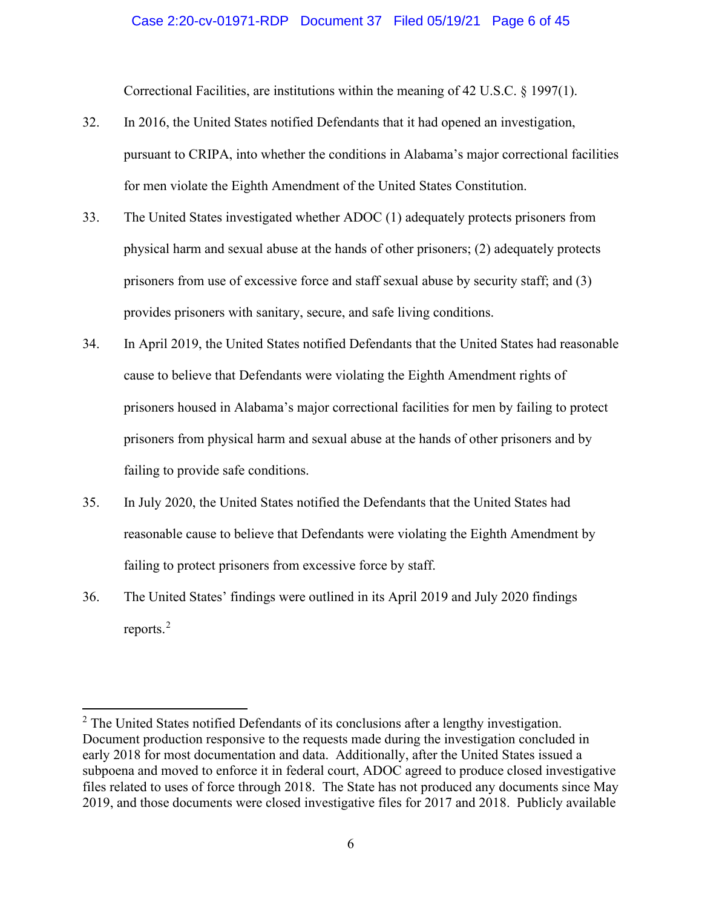Correctional Facilities, are institutions within the meaning of 42 U.S.C. § 1997(1).

32. In 2016, the United States notified Defendants that it had opened an investigation, pursuant to CRIPA, into whether the conditions in Alabama's major correctional facilities for men violate the Eighth Amendment of the United States Constitution.

33. The United States investigated whether ADOC (1) adequately protects prisoners from physical harm and sexual abuse at the hands of other prisoners; (2) adequately protects prisoners from use of excessive force and staff sexual abuse by security staff; and (3) provides prisoners with sanitary, secure, and safe living conditions.

34. In April 2019, the United States notified Defendants that the United States had reasonable cause to believe that Defendants were violating the Eighth Amendment rights of prisoners housed in Alabama's major correctional facilities for men by failing to protect prisoners from physical harm and sexual abuse at the hands of other prisoners and by failing to provide safe conditions.

35. In July 2020, the United States notified the Defendants that the United States had reasonable cause to believe that Defendants were violating the Eighth Amendment by failing to protect prisoners from excessive force by staff.

36. The United States' findings were outlined in its April 2019 and July 2020 findings reports.[2]

---

[2] The United States notified Defendants of its conclusions after a lengthy investigation. Document production responsive to the requests made during the investigation concluded in early 2018 for most documentation and data. Additionally, after the United States issued a subpoena and moved to enforce it in federal court, ADOC agreed to produce closed investigative files related to uses of force through 2018. The State has not produced any documents since May 2019, and those documents were closed investigative files for 2017 and 2018. Publicly available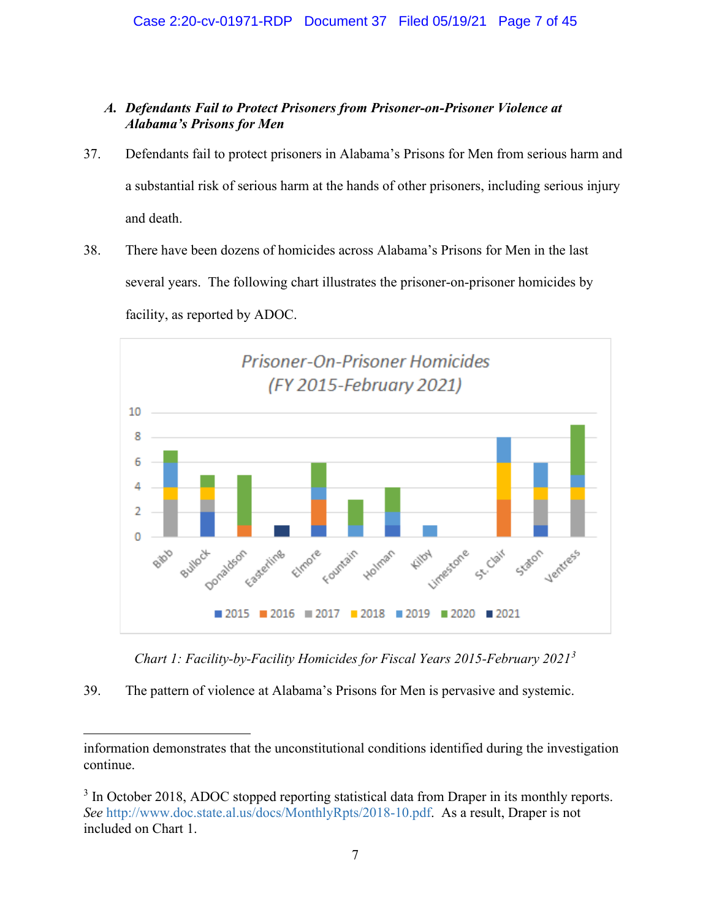*A. Defendants Fail to Protect Prisoners from Prisoner-on-Prisoner Violence at Alabama's Prisons for Men*

37. Defendants fail to protect prisoners in Alabama's Prisons for Men from serious harm and a substantial risk of serious harm at the hands of other prisoners, including serious injury and death.

38. There have been dozens of homicides across Alabama's Prisons for Men in the last several years. The following chart illustrates the prisoner-on-prisoner homicides by facility, as reported by ADOC.

Prisoner-On-Prisoner Homicides (FY 2015-February 2021)

*Chart 1: Facility-by-Facility Homicides for Fiscal Years 2015-February 2021*[3]

39. The pattern of violence at Alabama's Prisons for Men is pervasive and systemic.

---

information demonstrates that the unconstitutional conditions identified during the investigation continue.

[3] In October 2018, ADOC stopped reporting statistical data from Draper in its monthly reports. *See* http://www.doc.state.al.us/docs/MonthlyRpts/2018-10.pdf. As a result, Draper is not included on Chart 1.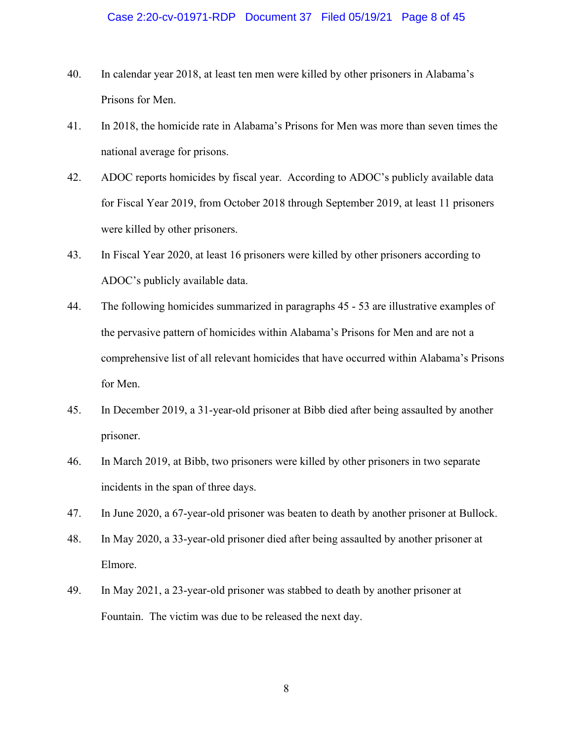40. In calendar year 2018, at least ten men were killed by other prisoners in Alabama's Prisons for Men.

41. In 2018, the homicide rate in Alabama's Prisons for Men was more than seven times the national average for prisons.

42. ADOC reports homicides by fiscal year. According to ADOC's publicly available data for Fiscal Year 2019, from October 2018 through September 2019, at least 11 prisoners were killed by other prisoners.

43. In Fiscal Year 2020, at least 16 prisoners were killed by other prisoners according to ADOC's publicly available data.

44. The following homicides summarized in paragraphs 45 - 53 are illustrative examples of the pervasive pattern of homicides within Alabama's Prisons for Men and are not a comprehensive list of all relevant homicides that have occurred within Alabama's Prisons for Men.

45. In December 2019, a 31-year-old prisoner at Bibb died after being assaulted by another prisoner.

46. In March 2019, at Bibb, two prisoners were killed by other prisoners in two separate incidents in the span of three days.

47. In June 2020, a 67-year-old prisoner was beaten to death by another prisoner at Bullock.

48. In May 2020, a 33-year-old prisoner died after being assaulted by another prisoner at Elmore.

49. In May 2021, a 23-year-old prisoner was stabbed to death by another prisoner at Fountain. The victim was due to be released the next day.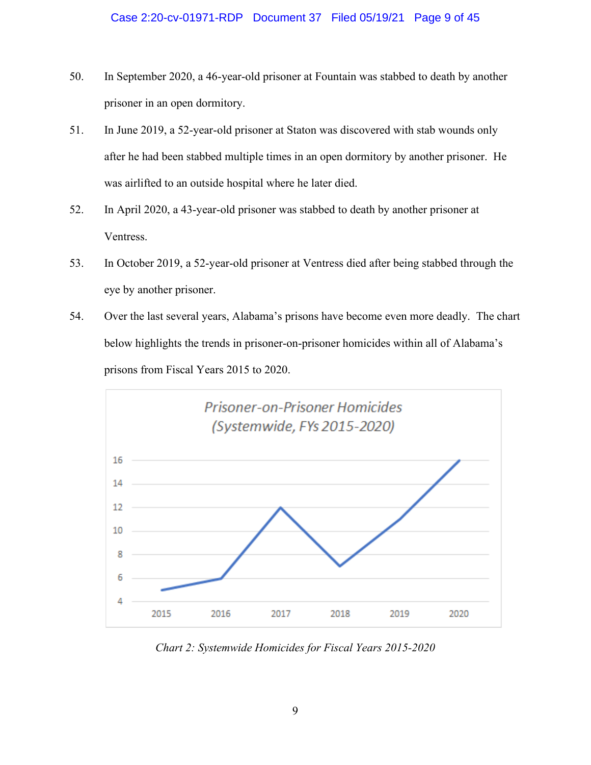50. In September 2020, a 46-year-old prisoner at Fountain was stabbed to death by another prisoner in an open dormitory.

51. In June 2019, a 52-year-old prisoner at Staton was discovered with stab wounds only after he had been stabbed multiple times in an open dormitory by another prisoner. He was airlifted to an outside hospital where he later died.

52. In April 2020, a 43-year-old prisoner was stabbed to death by another prisoner at Ventress.

53. In October 2019, a 52-year-old prisoner at Ventress died after being stabbed through the eye by another prisoner.

54. Over the last several years, Alabama's prisons have become even more deadly. The chart below highlights the trends in prisoner-on-prisoner homicides within all of Alabama's prisons from Fiscal Years 2015 to 2020.

*Chart 2: Systemwide Homicides for Fiscal Years 2015-2020*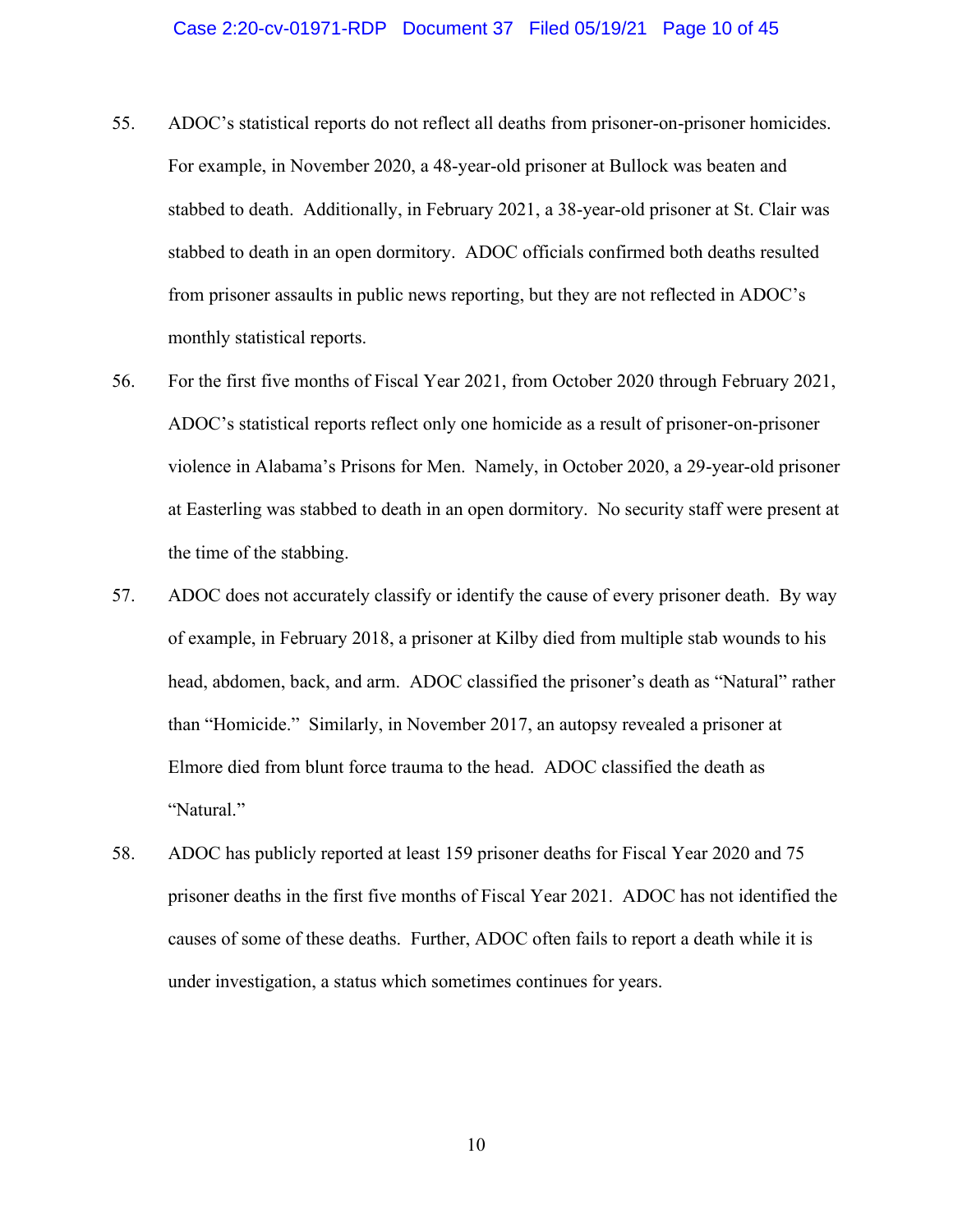55. ADOC's statistical reports do not reflect all deaths from prisoner-on-prisoner homicides. For example, in November 2020, a 48-year-old prisoner at Bullock was beaten and stabbed to death. Additionally, in February 2021, a 38-year-old prisoner at St. Clair was stabbed to death in an open dormitory. ADOC officials confirmed both deaths resulted from prisoner assaults in public news reporting, but they are not reflected in ADOC's monthly statistical reports.

56. For the first five months of Fiscal Year 2021, from October 2020 through February 2021, ADOC's statistical reports reflect only one homicide as a result of prisoner-on-prisoner violence in Alabama's Prisons for Men. Namely, in October 2020, a 29-year-old prisoner at Easterling was stabbed to death in an open dormitory. No security staff were present at the time of the stabbing.

57. ADOC does not accurately classify or identify the cause of every prisoner death. By way of example, in February 2018, a prisoner at Kilby died from multiple stab wounds to his head, abdomen, back, and arm. ADOC classified the prisoner's death as "Natural" rather than "Homicide." Similarly, in November 2017, an autopsy revealed a prisoner at Elmore died from blunt force trauma to the head. ADOC classified the death as "Natural."

58. ADOC has publicly reported at least 159 prisoner deaths for Fiscal Year 2020 and 75 prisoner deaths in the first five months of Fiscal Year 2021. ADOC has not identified the causes of some of these deaths. Further, ADOC often fails to report a death while it is under investigation, a status which sometimes continues for years.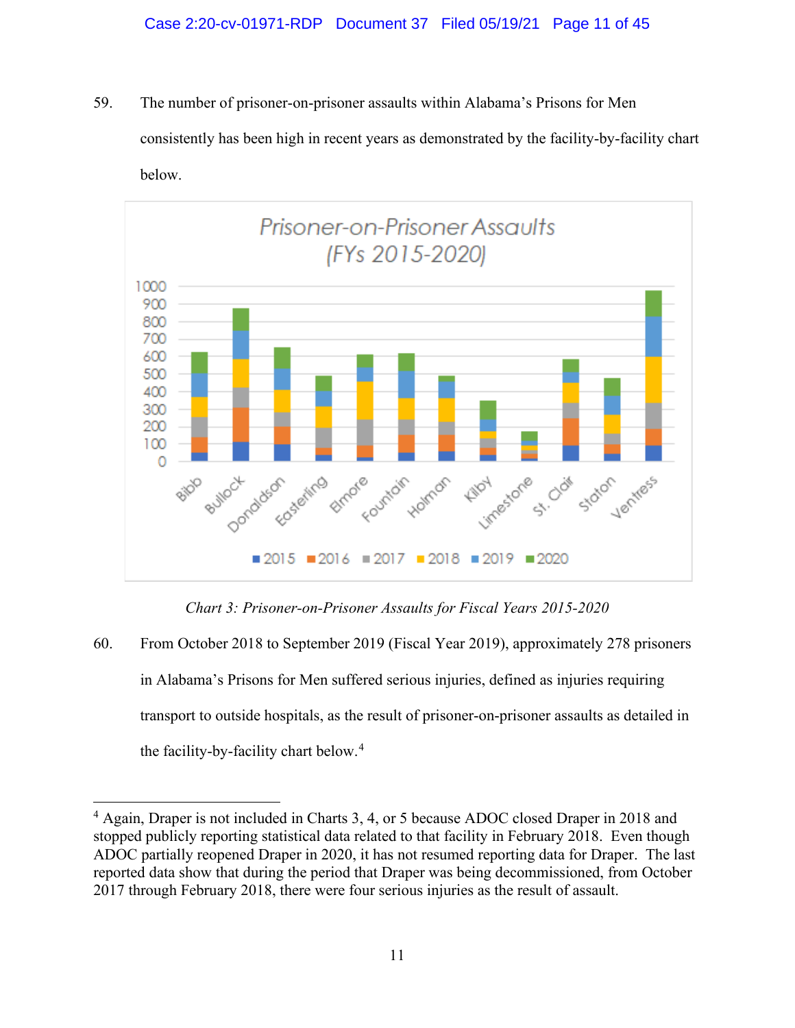59. The number of prisoner-on-prisoner assaults within Alabama's Prisons for Men consistently has been high in recent years as demonstrated by the facility-by-facility chart below.

*Chart 3: Prisoner-on-Prisoner Assaults for Fiscal Years 2015-2020*

60. From October 2018 to September 2019 (Fiscal Year 2019), approximately 278 prisoners in Alabama's Prisons for Men suffered serious injuries, defined as injuries requiring transport to outside hospitals, as the result of prisoner-on-prisoner assaults as detailed in the facility-by-facility chart below.[4]

---

[4] Again, Draper is not included in Charts 3, 4, or 5 because ADOC closed Draper in 2018 and stopped publicly reporting statistical data related to that facility in February 2018. Even though ADOC partially reopened Draper in 2020, it has not resumed reporting data for Draper. The last reported data show that during the period that Draper was being decommissioned, from October 2017 through February 2018, there were four serious injuries as the result of assault.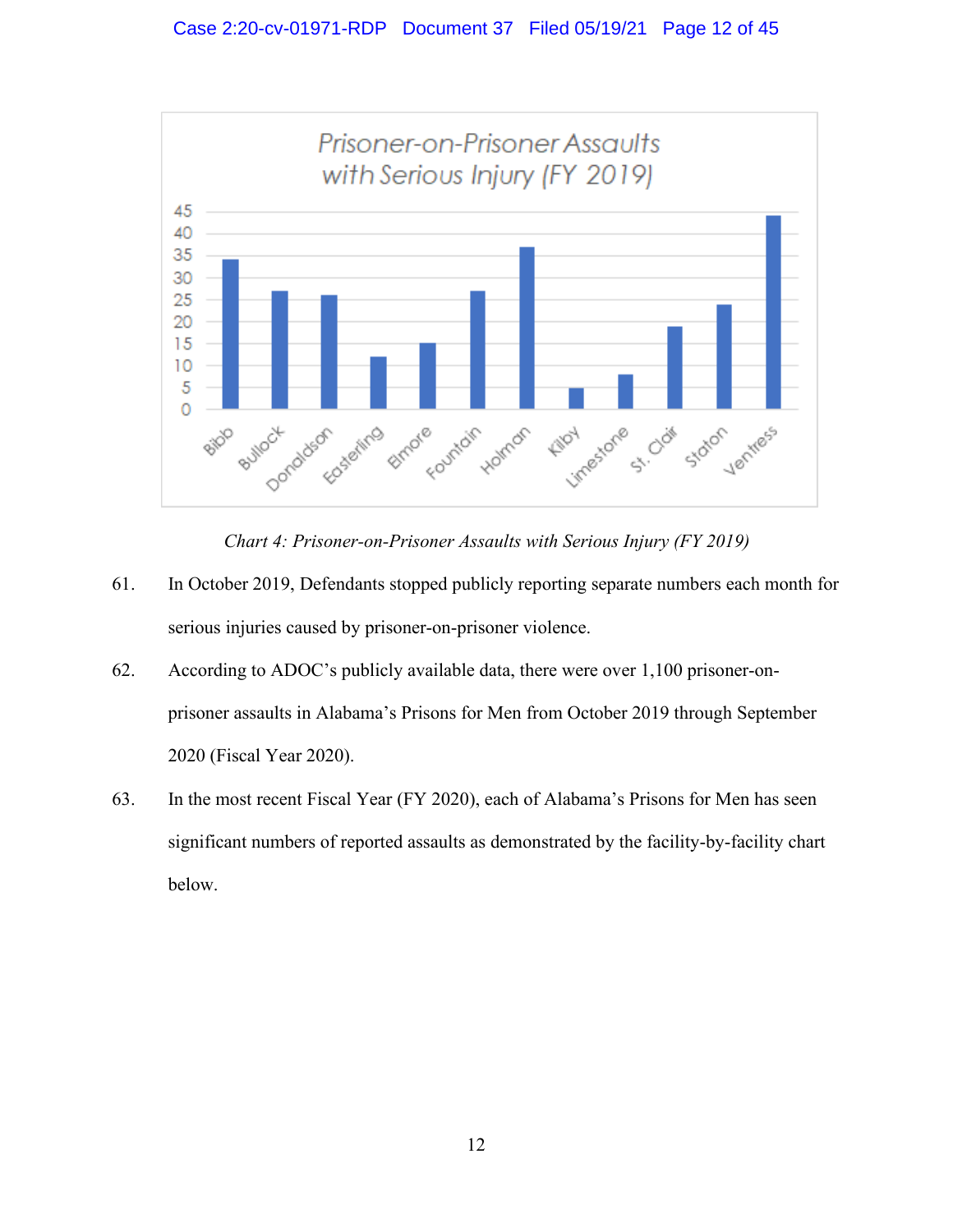*Chart 4: Prisoner-on-Prisoner Assaults with Serious Injury (FY 2019)*

61. In October 2019, Defendants stopped publicly reporting separate numbers each month for serious injuries caused by prisoner-on-prisoner violence.

62. According to ADOC's publicly available data, there were over 1,100 prisoner-on-prisoner assaults in Alabama's Prisons for Men from October 2019 through September 2020 (Fiscal Year 2020).

63. In the most recent Fiscal Year (FY 2020), each of Alabama's Prisons for Men has seen significant numbers of reported assaults as demonstrated by the facility-by-facility chart below.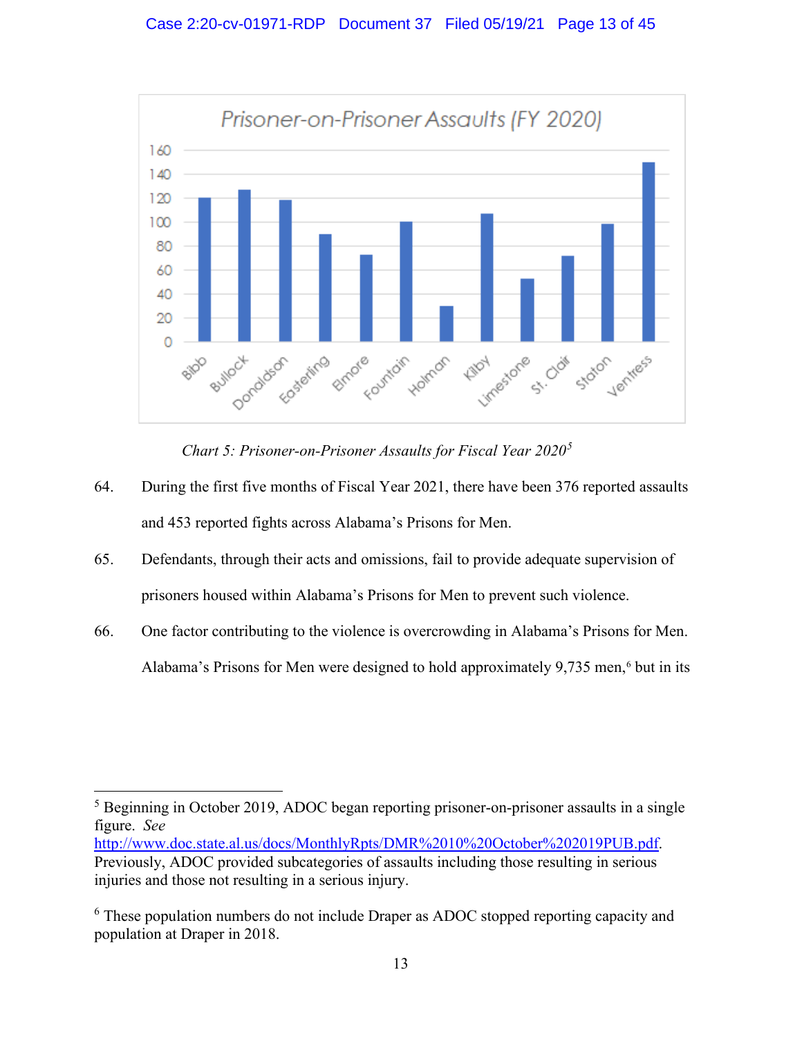Prisoner-on-Prisoner Assaults (FY 2020)

| Facility | Assaults |
|---|---|
| Bibb | 120 |
| Bullock | 127 |
| Donaldson | 118 |
| Easterling | 90 |
| Elmore | 72 |
| Fountain | 100 |
| Holman | 30 |
| Kilby | 107 |
| Limestone | 52 |
| St. Clair | 71 |
| Staton | 98 |
| Ventress | 150 |

*Chart 5: Prisoner-on-Prisoner Assaults for Fiscal Year 2020*[5]

64. During the first five months of Fiscal Year 2021, there have been 376 reported assaults and 453 reported fights across Alabama's Prisons for Men.

65. Defendants, through their acts and omissions, fail to provide adequate supervision of prisoners housed within Alabama's Prisons for Men to prevent such violence.

66. One factor contributing to the violence is overcrowding in Alabama's Prisons for Men. Alabama's Prisons for Men were designed to hold approximately 9,735 men,[6] but in its

---

[5] Beginning in October 2019, ADOC began reporting prisoner-on-prisoner assaults in a single figure. *See* http://www.doc.state.al.us/docs/MonthlyRpts/DMR%2010%20October%202019PUB.pdf. Previously, ADOC provided subcategories of assaults including those resulting in serious injuries and those not resulting in a serious injury.

[6] These population numbers do not include Draper as ADOC stopped reporting capacity and population at Draper in 2018.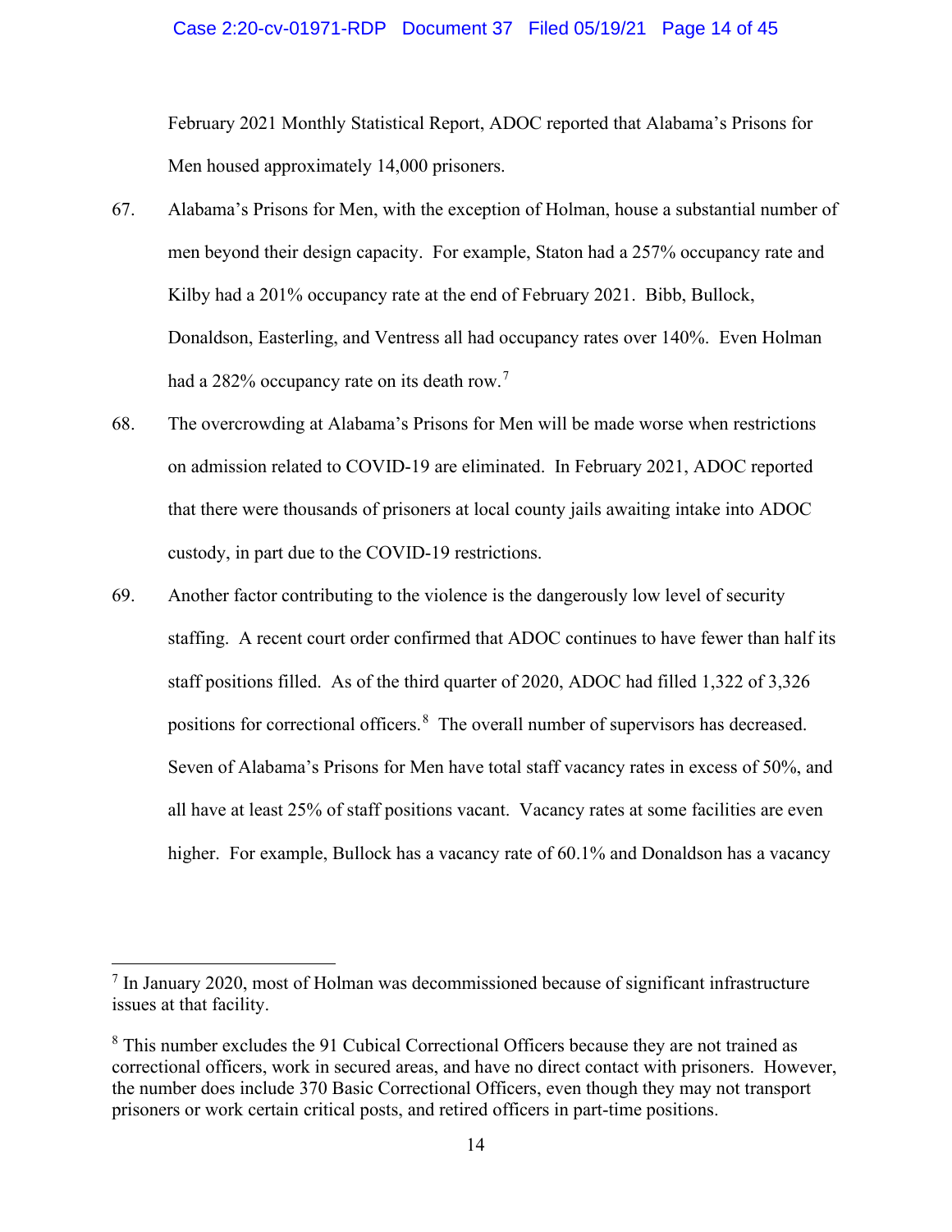February 2021 Monthly Statistical Report, ADOC reported that Alabama's Prisons for Men housed approximately 14,000 prisoners.

67. Alabama's Prisons for Men, with the exception of Holman, house a substantial number of men beyond their design capacity. For example, Staton had a 257% occupancy rate and Kilby had a 201% occupancy rate at the end of February 2021. Bibb, Bullock, Donaldson, Easterling, and Ventress all had occupancy rates over 140%. Even Holman had a 282% occupancy rate on its death row.[7]

68. The overcrowding at Alabama's Prisons for Men will be made worse when restrictions on admission related to COVID-19 are eliminated. In February 2021, ADOC reported that there were thousands of prisoners at local county jails awaiting intake into ADOC custody, in part due to the COVID-19 restrictions.

69. Another factor contributing to the violence is the dangerously low level of security staffing. A recent court order confirmed that ADOC continues to have fewer than half its staff positions filled. As of the third quarter of 2020, ADOC had filled 1,322 of 3,326 positions for correctional officers.[8] The overall number of supervisors has decreased. Seven of Alabama's Prisons for Men have total staff vacancy rates in excess of 50%, and all have at least 25% of staff positions vacant. Vacancy rates at some facilities are even higher. For example, Bullock has a vacancy rate of 60.1% and Donaldson has a vacancy

---

[7] In January 2020, most of Holman was decommissioned because of significant infrastructure issues at that facility.

[8] This number excludes the 91 Cubical Correctional Officers because they are not trained as correctional officers, work in secured areas, and have no direct contact with prisoners. However, the number does include 370 Basic Correctional Officers, even though they may not transport prisoners or work certain critical posts, and retired officers in part-time positions.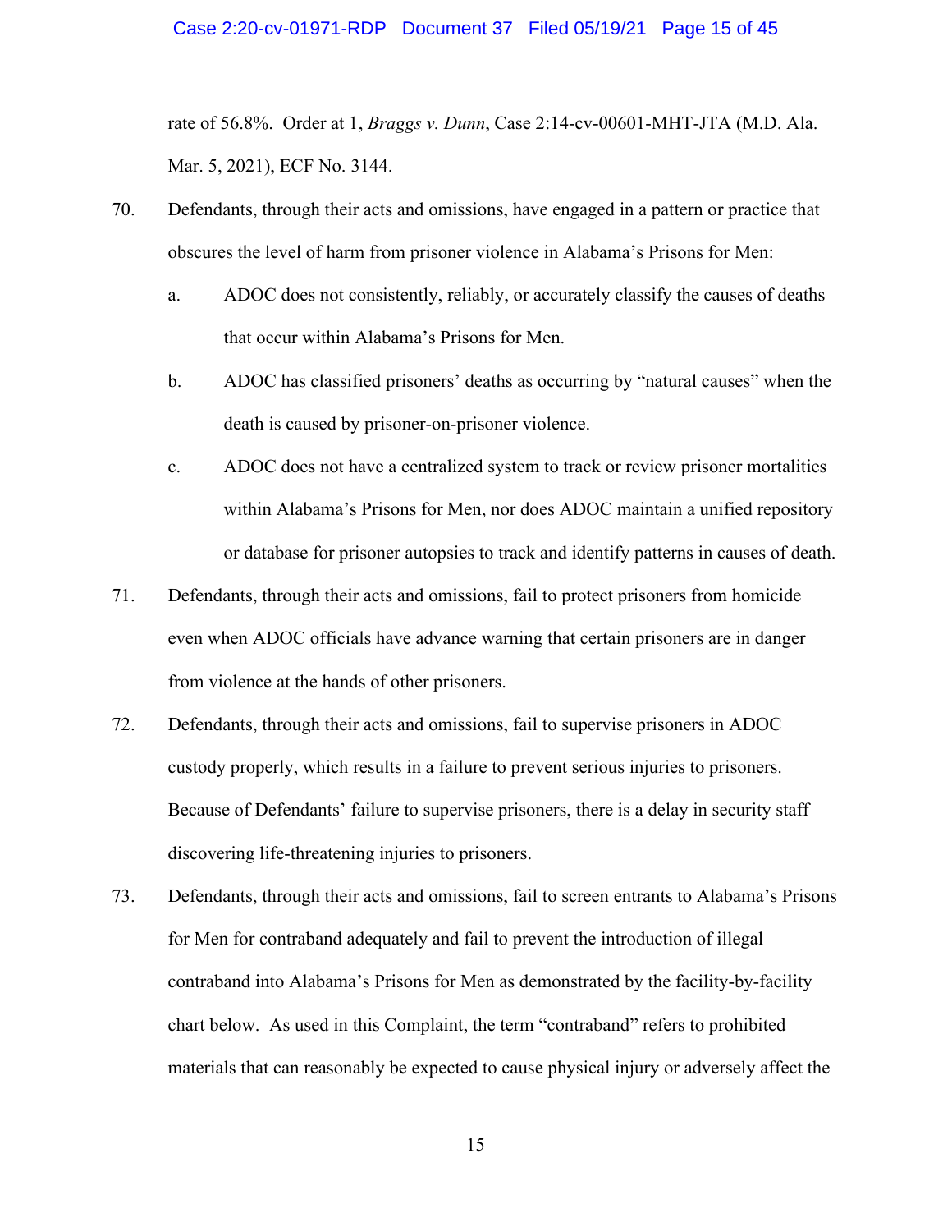rate of 56.8%. Order at 1, *Braggs v. Dunn*, Case 2:14-cv-00601-MHT-JTA (M.D. Ala. Mar. 5, 2021), ECF No. 3144.

70. Defendants, through their acts and omissions, have engaged in a pattern or practice that obscures the level of harm from prisoner violence in Alabama's Prisons for Men:

    a. ADOC does not consistently, reliably, or accurately classify the causes of deaths that occur within Alabama's Prisons for Men.

    b. ADOC has classified prisoners' deaths as occurring by "natural causes" when the death is caused by prisoner-on-prisoner violence.

    c. ADOC does not have a centralized system to track or review prisoner mortalities within Alabama's Prisons for Men, nor does ADOC maintain a unified repository or database for prisoner autopsies to track and identify patterns in causes of death.

71. Defendants, through their acts and omissions, fail to protect prisoners from homicide even when ADOC officials have advance warning that certain prisoners are in danger from violence at the hands of other prisoners.

72. Defendants, through their acts and omissions, fail to supervise prisoners in ADOC custody properly, which results in a failure to prevent serious injuries to prisoners. Because of Defendants' failure to supervise prisoners, there is a delay in security staff discovering life-threatening injuries to prisoners.

73. Defendants, through their acts and omissions, fail to screen entrants to Alabama's Prisons for Men for contraband adequately and fail to prevent the introduction of illegal contraband into Alabama's Prisons for Men as demonstrated by the facility-by-facility chart below. As used in this Complaint, the term "contraband" refers to prohibited materials that can reasonably be expected to cause physical injury or adversely affect the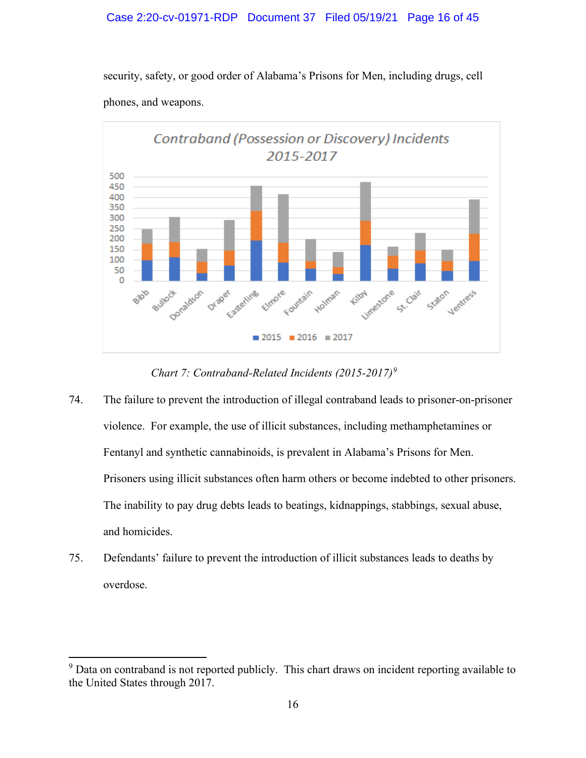security, safety, or good order of Alabama's Prisons for Men, including drugs, cell phones, and weapons.

*Chart 7: Contraband-Related Incidents (2015-2017)*[9]

74. The failure to prevent the introduction of illegal contraband leads to prisoner-on-prisoner violence. For example, the use of illicit substances, including methamphetamines or Fentanyl and synthetic cannabinoids, is prevalent in Alabama's Prisons for Men. Prisoners using illicit substances often harm others or become indebted to other prisoners. The inability to pay drug debts leads to beatings, kidnappings, stabbings, sexual abuse, and homicides.

75. Defendants' failure to prevent the introduction of illicit substances leads to deaths by overdose.

---

[9] Data on contraband is not reported publicly. This chart draws on incident reporting available to the United States through 2017.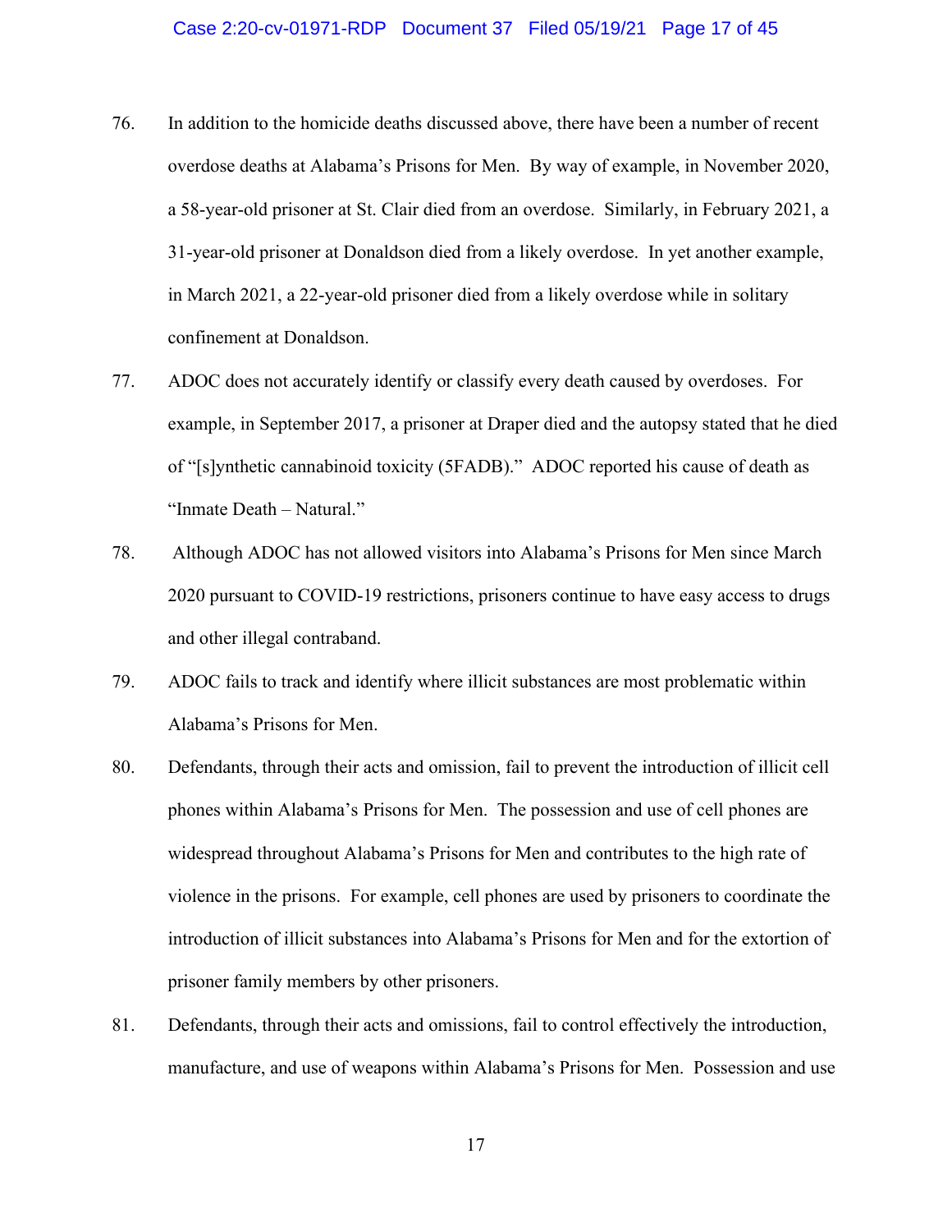76. In addition to the homicide deaths discussed above, there have been a number of recent overdose deaths at Alabama's Prisons for Men. By way of example, in November 2020, a 58-year-old prisoner at St. Clair died from an overdose. Similarly, in February 2021, a 31-year-old prisoner at Donaldson died from a likely overdose. In yet another example, in March 2021, a 22-year-old prisoner died from a likely overdose while in solitary confinement at Donaldson.

77. ADOC does not accurately identify or classify every death caused by overdoses. For example, in September 2017, a prisoner at Draper died and the autopsy stated that he died of "[s]ynthetic cannabinoid toxicity (5FADB)." ADOC reported his cause of death as "Inmate Death – Natural."

78. Although ADOC has not allowed visitors into Alabama's Prisons for Men since March 2020 pursuant to COVID-19 restrictions, prisoners continue to have easy access to drugs and other illegal contraband.

79. ADOC fails to track and identify where illicit substances are most problematic within Alabama's Prisons for Men.

80. Defendants, through their acts and omission, fail to prevent the introduction of illicit cell phones within Alabama's Prisons for Men. The possession and use of cell phones are widespread throughout Alabama's Prisons for Men and contributes to the high rate of violence in the prisons. For example, cell phones are used by prisoners to coordinate the introduction of illicit substances into Alabama's Prisons for Men and for the extortion of prisoner family members by other prisoners.

81. Defendants, through their acts and omissions, fail to control effectively the introduction, manufacture, and use of weapons within Alabama's Prisons for Men. Possession and use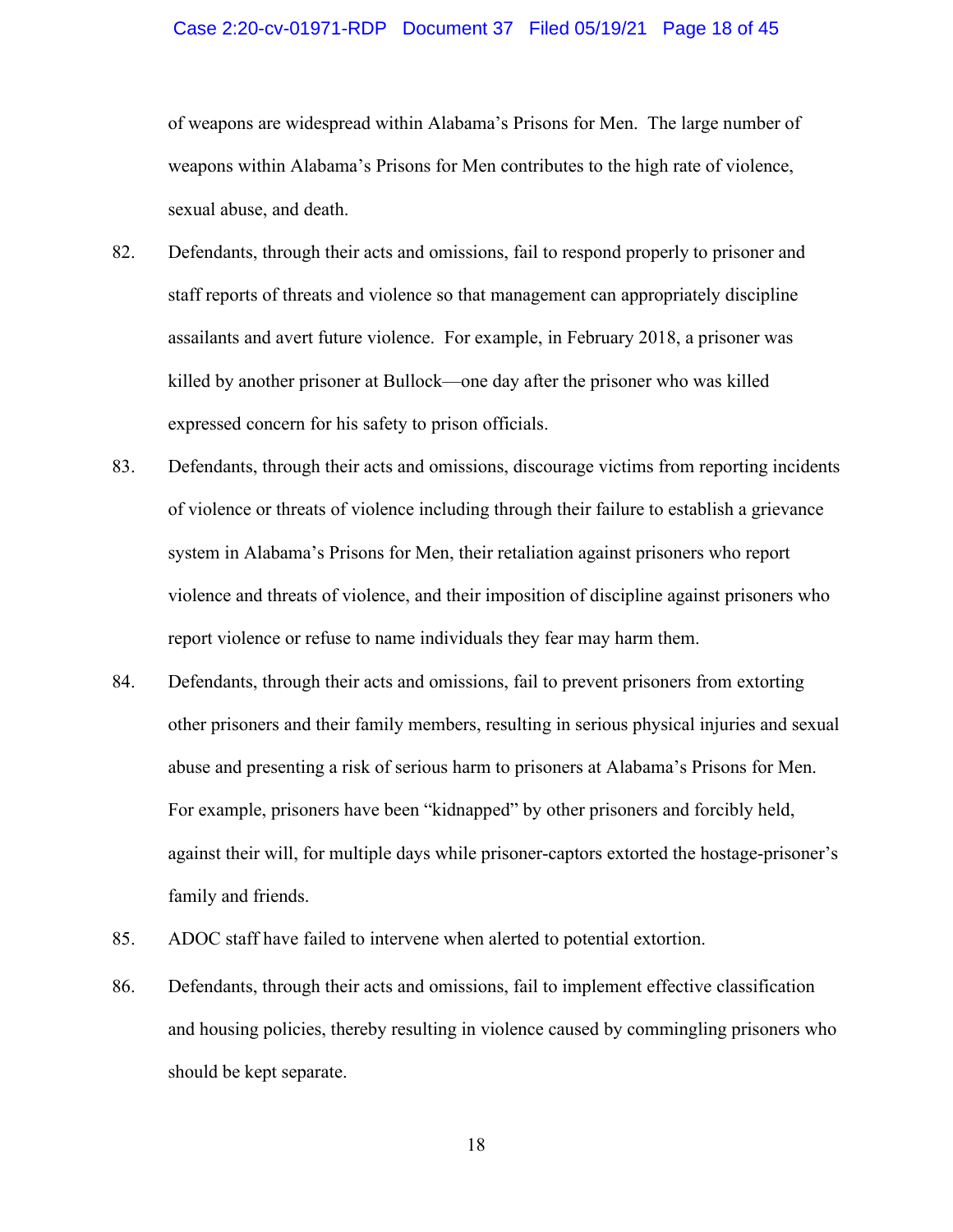of weapons are widespread within Alabama's Prisons for Men. The large number of weapons within Alabama's Prisons for Men contributes to the high rate of violence, sexual abuse, and death.

82. Defendants, through their acts and omissions, fail to respond properly to prisoner and staff reports of threats and violence so that management can appropriately discipline assailants and avert future violence. For example, in February 2018, a prisoner was killed by another prisoner at Bullock—one day after the prisoner who was killed expressed concern for his safety to prison officials.

83. Defendants, through their acts and omissions, discourage victims from reporting incidents of violence or threats of violence including through their failure to establish a grievance system in Alabama's Prisons for Men, their retaliation against prisoners who report violence and threats of violence, and their imposition of discipline against prisoners who report violence or refuse to name individuals they fear may harm them.

84. Defendants, through their acts and omissions, fail to prevent prisoners from extorting other prisoners and their family members, resulting in serious physical injuries and sexual abuse and presenting a risk of serious harm to prisoners at Alabama's Prisons for Men. For example, prisoners have been "kidnapped" by other prisoners and forcibly held, against their will, for multiple days while prisoner-captors extorted the hostage-prisoner's family and friends.

85. ADOC staff have failed to intervene when alerted to potential extortion.

86. Defendants, through their acts and omissions, fail to implement effective classification and housing policies, thereby resulting in violence caused by commingling prisoners who should be kept separate.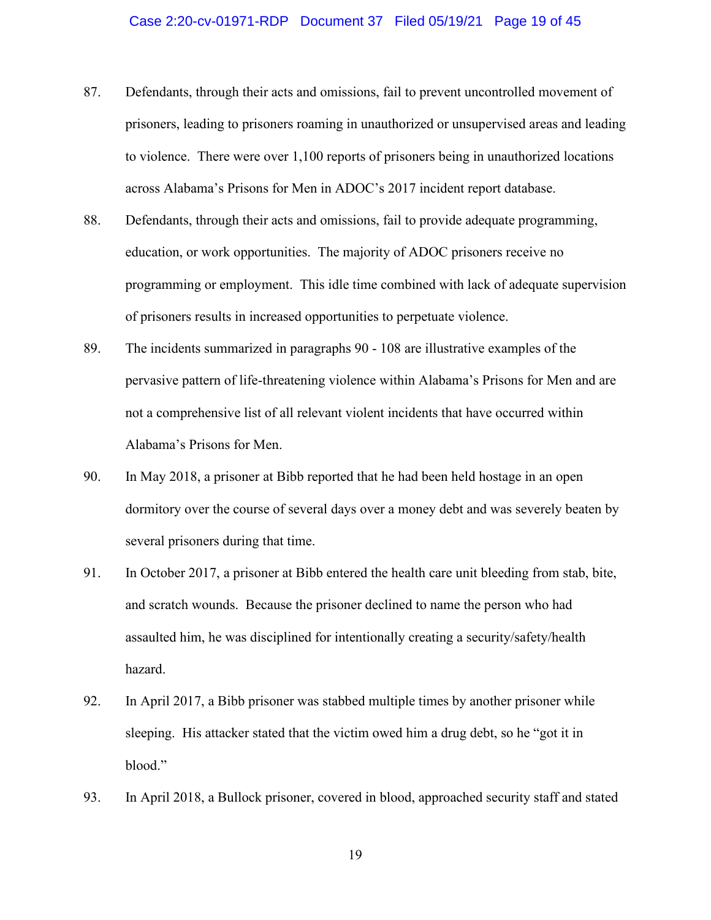87. Defendants, through their acts and omissions, fail to prevent uncontrolled movement of prisoners, leading to prisoners roaming in unauthorized or unsupervised areas and leading to violence. There were over 1,100 reports of prisoners being in unauthorized locations across Alabama's Prisons for Men in ADOC's 2017 incident report database.

88. Defendants, through their acts and omissions, fail to provide adequate programming, education, or work opportunities. The majority of ADOC prisoners receive no programming or employment. This idle time combined with lack of adequate supervision of prisoners results in increased opportunities to perpetuate violence.

89. The incidents summarized in paragraphs 90 - 108 are illustrative examples of the pervasive pattern of life-threatening violence within Alabama's Prisons for Men and are not a comprehensive list of all relevant violent incidents that have occurred within Alabama's Prisons for Men.

90. In May 2018, a prisoner at Bibb reported that he had been held hostage in an open dormitory over the course of several days over a money debt and was severely beaten by several prisoners during that time.

91. In October 2017, a prisoner at Bibb entered the health care unit bleeding from stab, bite, and scratch wounds. Because the prisoner declined to name the person who had assaulted him, he was disciplined for intentionally creating a security/safety/health hazard.

92. In April 2017, a Bibb prisoner was stabbed multiple times by another prisoner while sleeping. His attacker stated that the victim owed him a drug debt, so he "got it in blood."

93. In April 2018, a Bullock prisoner, covered in blood, approached security staff and stated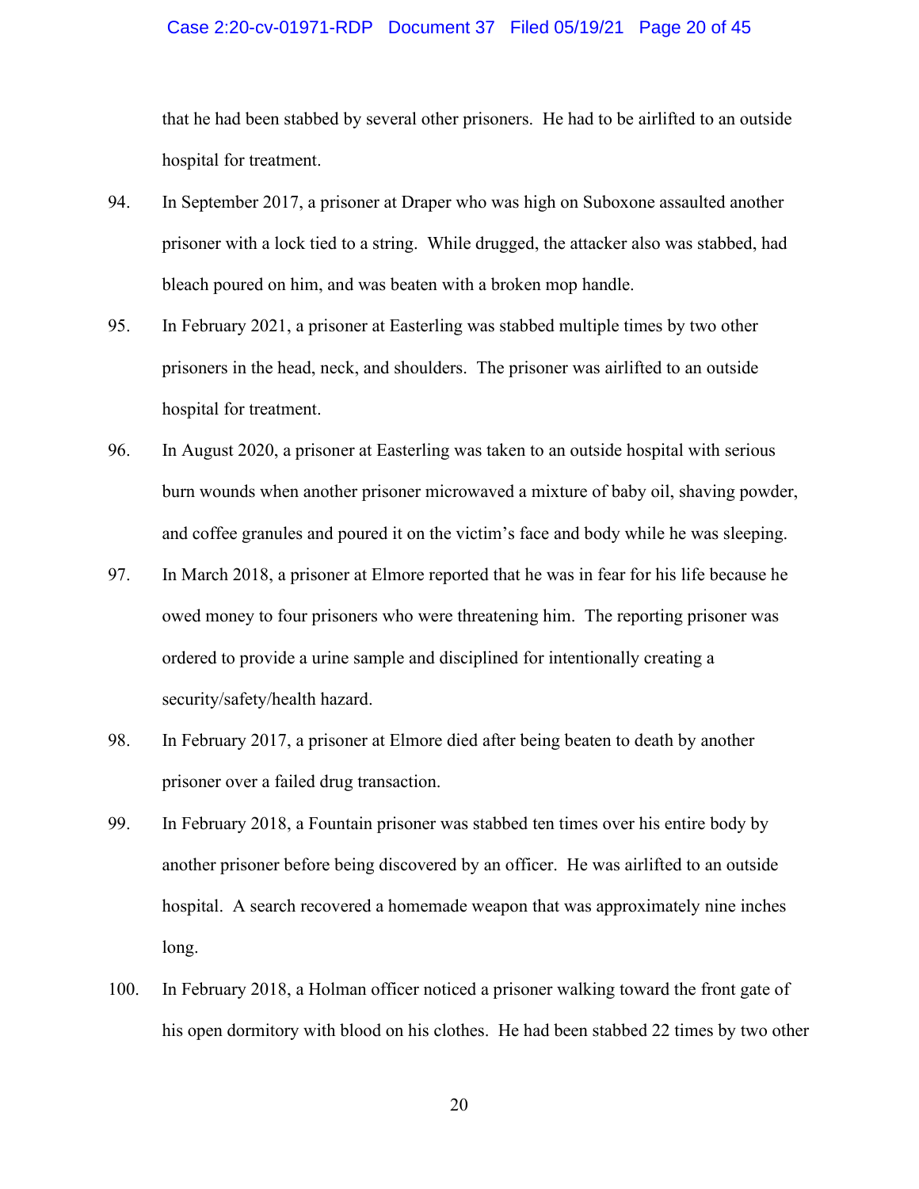that he had been stabbed by several other prisoners. He had to be airlifted to an outside hospital for treatment.

94. In September 2017, a prisoner at Draper who was high on Suboxone assaulted another prisoner with a lock tied to a string. While drugged, the attacker also was stabbed, had bleach poured on him, and was beaten with a broken mop handle.

95. In February 2021, a prisoner at Easterling was stabbed multiple times by two other prisoners in the head, neck, and shoulders. The prisoner was airlifted to an outside hospital for treatment.

96. In August 2020, a prisoner at Easterling was taken to an outside hospital with serious burn wounds when another prisoner microwaved a mixture of baby oil, shaving powder, and coffee granules and poured it on the victim's face and body while he was sleeping.

97. In March 2018, a prisoner at Elmore reported that he was in fear for his life because he owed money to four prisoners who were threatening him. The reporting prisoner was ordered to provide a urine sample and disciplined for intentionally creating a security/safety/health hazard.

98. In February 2017, a prisoner at Elmore died after being beaten to death by another prisoner over a failed drug transaction.

99. In February 2018, a Fountain prisoner was stabbed ten times over his entire body by another prisoner before being discovered by an officer. He was airlifted to an outside hospital. A search recovered a homemade weapon that was approximately nine inches long.

100. In February 2018, a Holman officer noticed a prisoner walking toward the front gate of his open dormitory with blood on his clothes. He had been stabbed 22 times by two other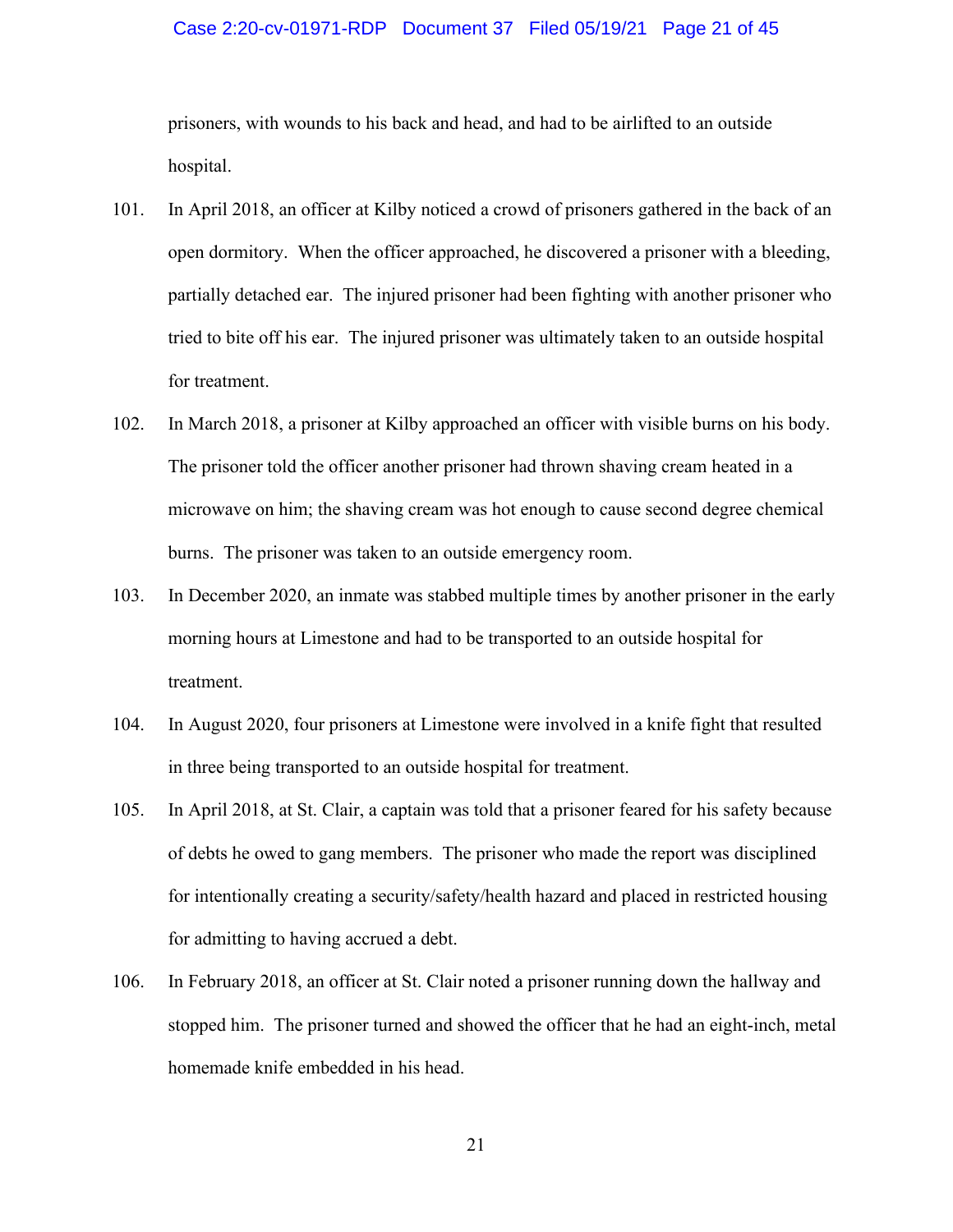prisoners, with wounds to his back and head, and had to be airlifted to an outside hospital.

101. In April 2018, an officer at Kilby noticed a crowd of prisoners gathered in the back of an open dormitory. When the officer approached, he discovered a prisoner with a bleeding, partially detached ear. The injured prisoner had been fighting with another prisoner who tried to bite off his ear. The injured prisoner was ultimately taken to an outside hospital for treatment.

102. In March 2018, a prisoner at Kilby approached an officer with visible burns on his body. The prisoner told the officer another prisoner had thrown shaving cream heated in a microwave on him; the shaving cream was hot enough to cause second degree chemical burns. The prisoner was taken to an outside emergency room.

103. In December 2020, an inmate was stabbed multiple times by another prisoner in the early morning hours at Limestone and had to be transported to an outside hospital for treatment.

104. In August 2020, four prisoners at Limestone were involved in a knife fight that resulted in three being transported to an outside hospital for treatment.

105. In April 2018, at St. Clair, a captain was told that a prisoner feared for his safety because of debts he owed to gang members. The prisoner who made the report was disciplined for intentionally creating a security/safety/health hazard and placed in restricted housing for admitting to having accrued a debt.

106. In February 2018, an officer at St. Clair noted a prisoner running down the hallway and stopped him. The prisoner turned and showed the officer that he had an eight-inch, metal homemade knife embedded in his head.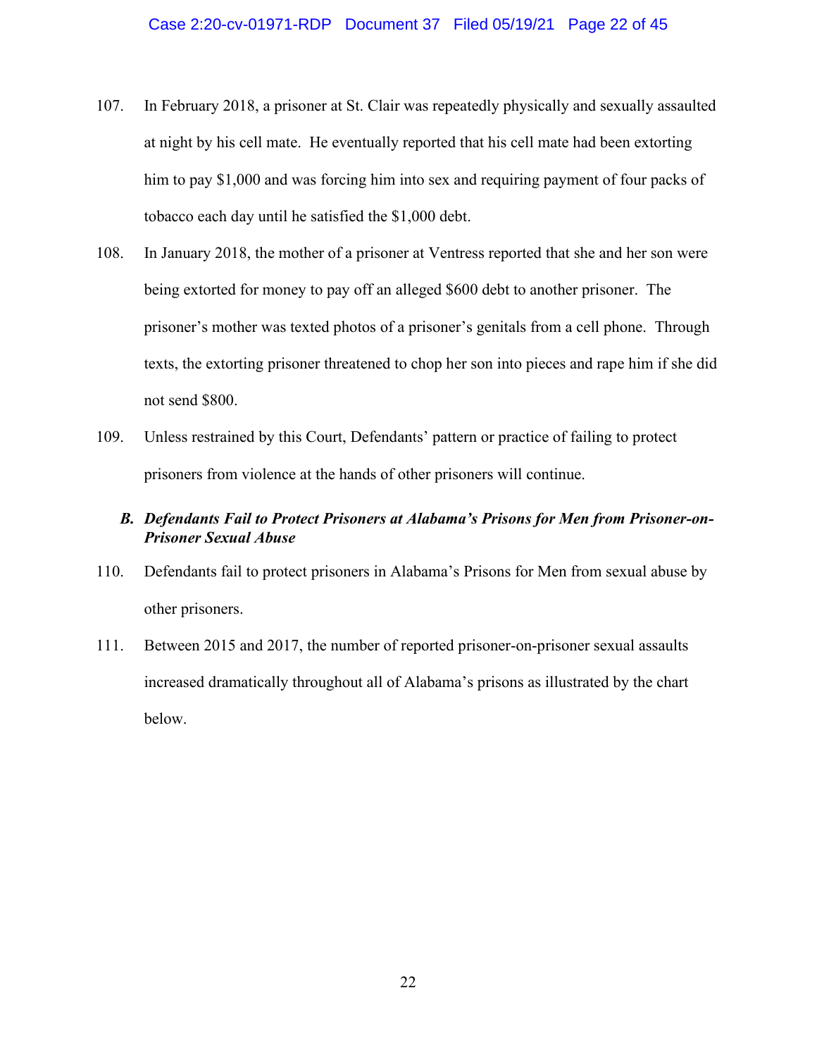107. In February 2018, a prisoner at St. Clair was repeatedly physically and sexually assaulted at night by his cell mate. He eventually reported that his cell mate had been extorting him to pay $1,000 and was forcing him into sex and requiring payment of four packs of tobacco each day until he satisfied the $1,000 debt.

108. In January 2018, the mother of a prisoner at Ventress reported that she and her son were being extorted for money to pay off an alleged $600 debt to another prisoner. The prisoner's mother was texted photos of a prisoner's genitals from a cell phone. Through texts, the extorting prisoner threatened to chop her son into pieces and rape him if she did not send $800.

109. Unless restrained by this Court, Defendants' pattern or practice of failing to protect prisoners from violence at the hands of other prisoners will continue.

### *B. Defendants Fail to Protect Prisoners at Alabama's Prisons for Men from Prisoner-on-Prisoner Sexual Abuse*

110. Defendants fail to protect prisoners in Alabama's Prisons for Men from sexual abuse by other prisoners.

111. Between 2015 and 2017, the number of reported prisoner-on-prisoner sexual assaults increased dramatically throughout all of Alabama's prisons as illustrated by the chart below.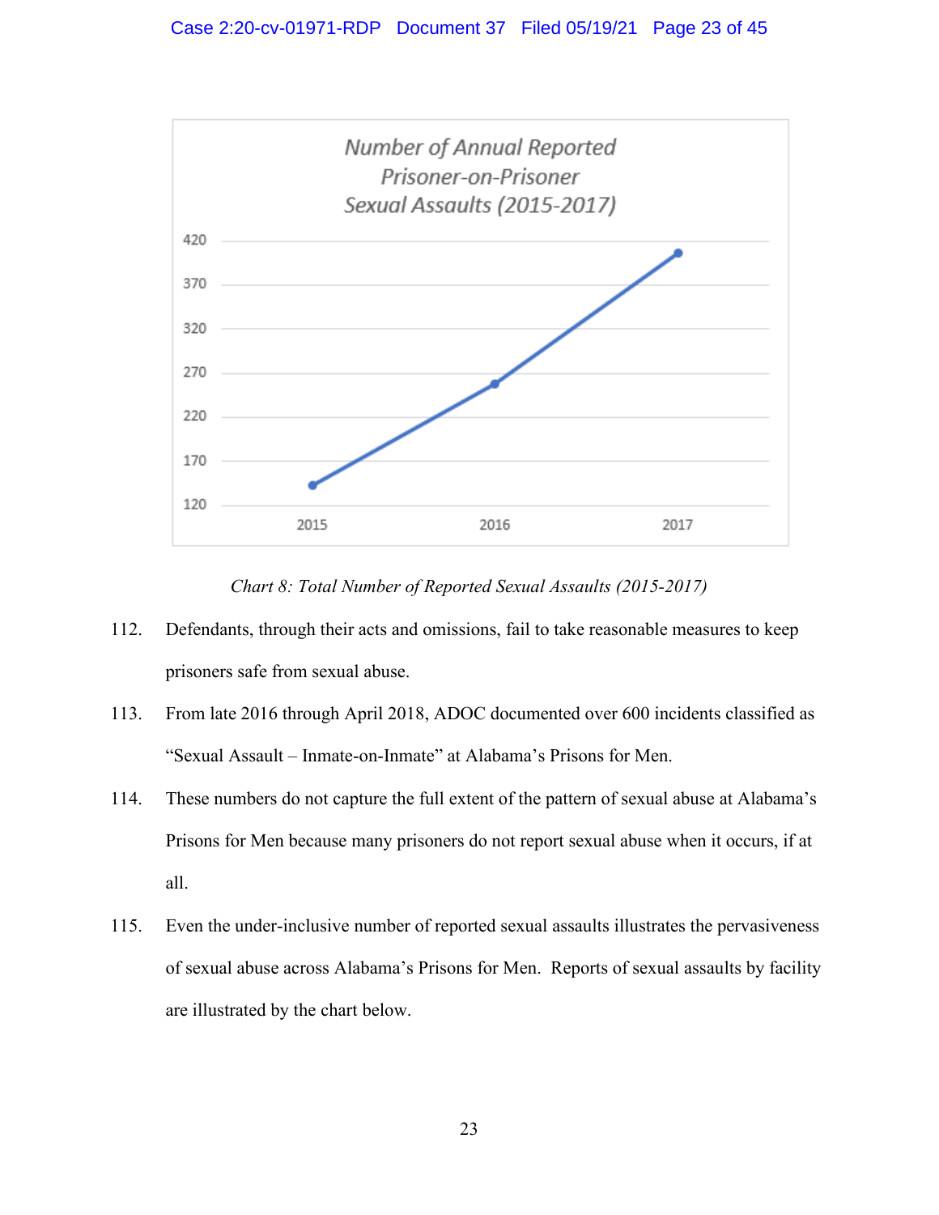Number of Annual Reported Prisoner-on-Prisoner Sexual Assaults (2015-2017)

*Chart 8: Total Number of Reported Sexual Assaults (2015-2017)*

112. Defendants, through their acts and omissions, fail to take reasonable measures to keep prisoners safe from sexual abuse.

113. From late 2016 through April 2018, ADOC documented over 600 incidents classified as "Sexual Assault – Inmate-on-Inmate" at Alabama's Prisons for Men.

114. These numbers do not capture the full extent of the pattern of sexual abuse at Alabama's Prisons for Men because many prisoners do not report sexual abuse when it occurs, if at all.

115. Even the under-inclusive number of reported sexual assaults illustrates the pervasiveness of sexual abuse across Alabama's Prisons for Men. Reports of sexual assaults by facility are illustrated by the chart below.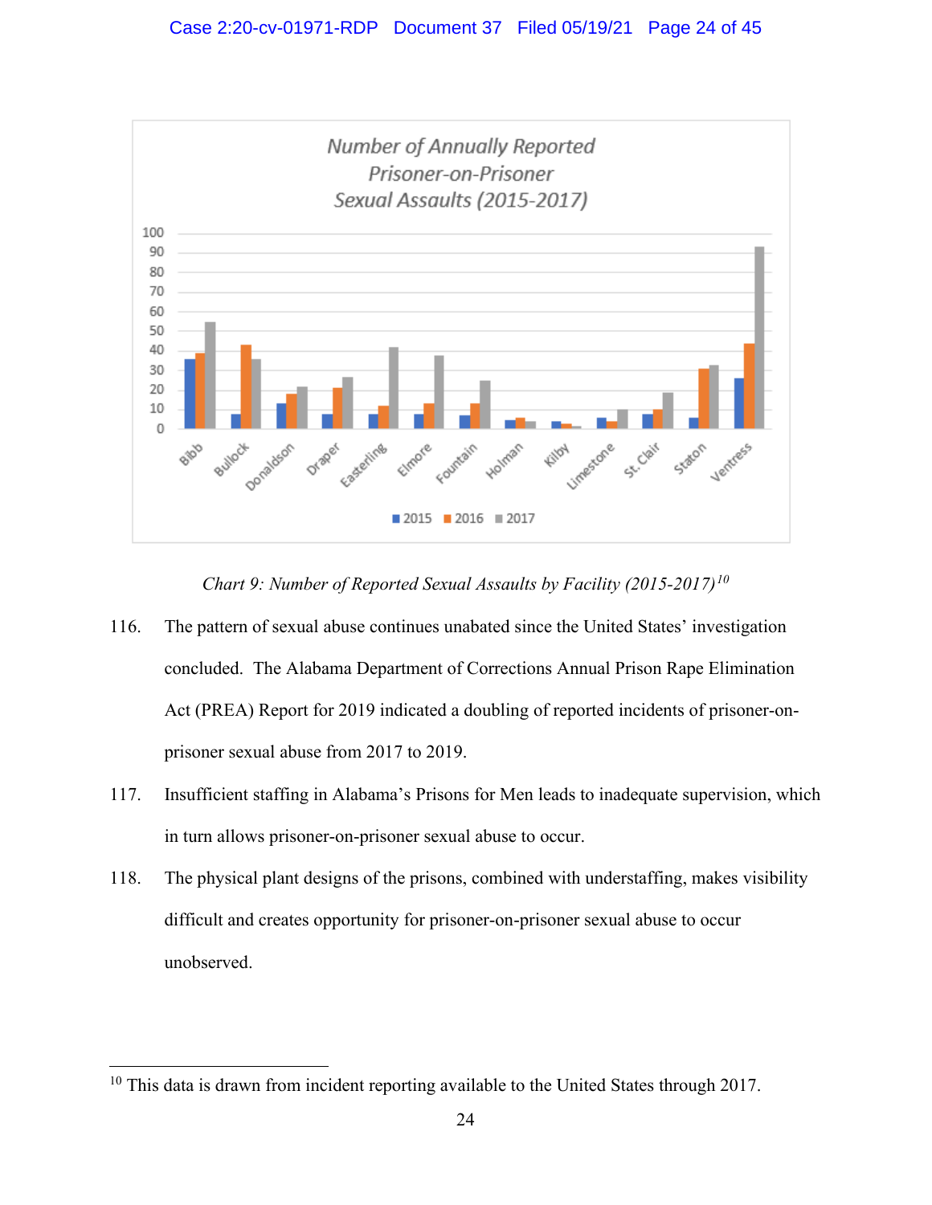*Chart 9: Number of Reported Sexual Assaults by Facility (2015-2017)*[10]

116. The pattern of sexual abuse continues unabated since the United States' investigation concluded. The Alabama Department of Corrections Annual Prison Rape Elimination Act (PREA) Report for 2019 indicated a doubling of reported incidents of prisoner-on-prisoner sexual abuse from 2017 to 2019.

117. Insufficient staffing in Alabama's Prisons for Men leads to inadequate supervision, which in turn allows prisoner-on-prisoner sexual abuse to occur.

118. The physical plant designs of the prisons, combined with understaffing, makes visibility difficult and creates opportunity for prisoner-on-prisoner sexual abuse to occur unobserved.

[10] This data is drawn from incident reporting available to the United States through 2017.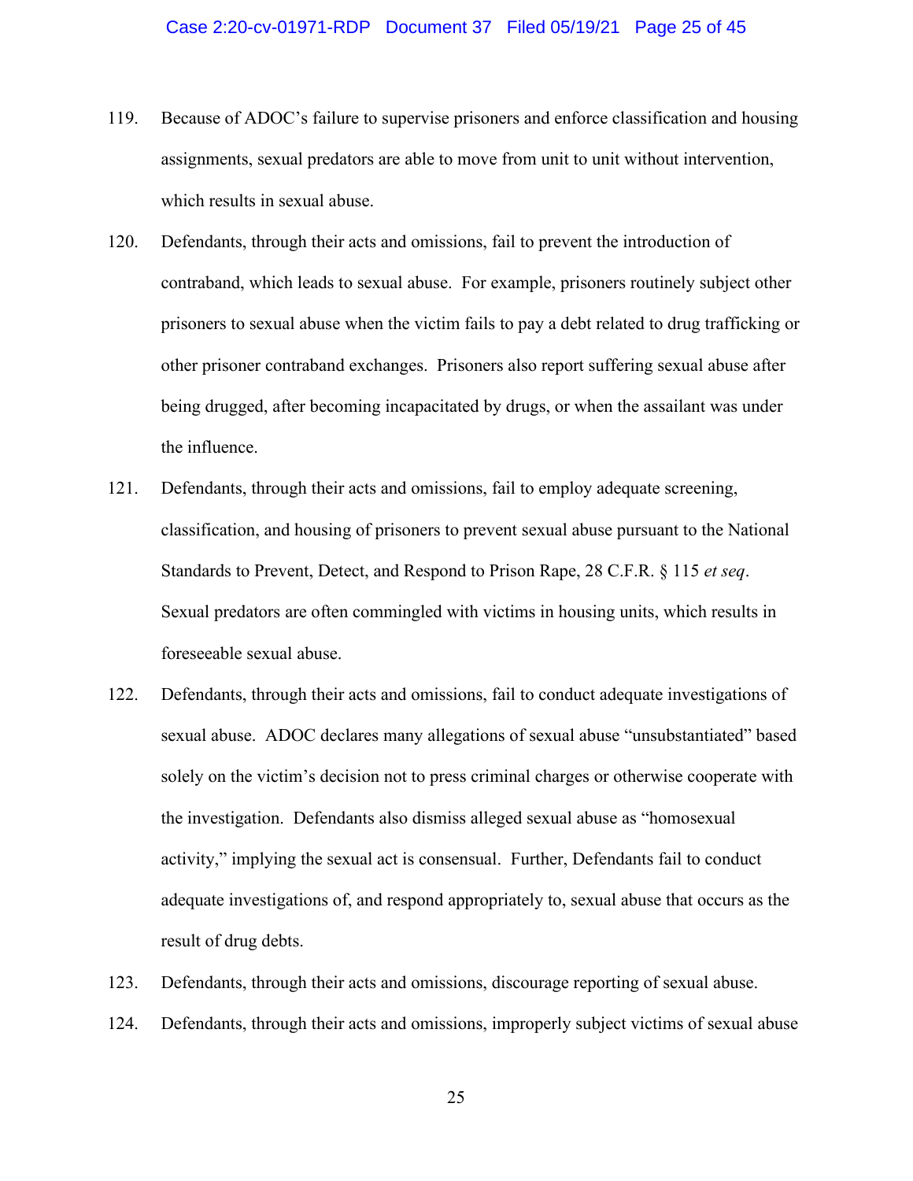119. Because of ADOC's failure to supervise prisoners and enforce classification and housing assignments, sexual predators are able to move from unit to unit without intervention, which results in sexual abuse.

120. Defendants, through their acts and omissions, fail to prevent the introduction of contraband, which leads to sexual abuse. For example, prisoners routinely subject other prisoners to sexual abuse when the victim fails to pay a debt related to drug trafficking or other prisoner contraband exchanges. Prisoners also report suffering sexual abuse after being drugged, after becoming incapacitated by drugs, or when the assailant was under the influence.

121. Defendants, through their acts and omissions, fail to employ adequate screening, classification, and housing of prisoners to prevent sexual abuse pursuant to the National Standards to Prevent, Detect, and Respond to Prison Rape, 28 C.F.R. § 115 *et seq*. Sexual predators are often commingled with victims in housing units, which results in foreseeable sexual abuse.

122. Defendants, through their acts and omissions, fail to conduct adequate investigations of sexual abuse. ADOC declares many allegations of sexual abuse "unsubstantiated" based solely on the victim's decision not to press criminal charges or otherwise cooperate with the investigation. Defendants also dismiss alleged sexual abuse as "homosexual activity," implying the sexual act is consensual. Further, Defendants fail to conduct adequate investigations of, and respond appropriately to, sexual abuse that occurs as the result of drug debts.

123. Defendants, through their acts and omissions, discourage reporting of sexual abuse.

124. Defendants, through their acts and omissions, improperly subject victims of sexual abuse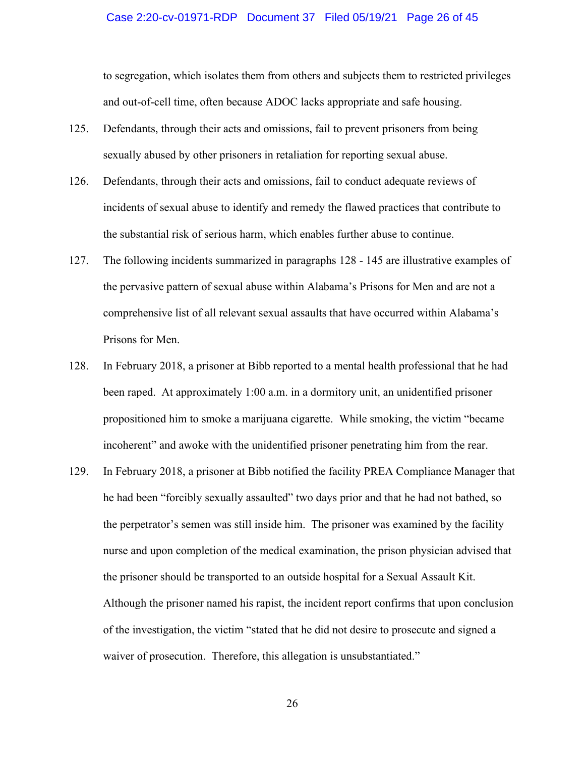to segregation, which isolates them from others and subjects them to restricted privileges and out-of-cell time, often because ADOC lacks appropriate and safe housing.

125. Defendants, through their acts and omissions, fail to prevent prisoners from being sexually abused by other prisoners in retaliation for reporting sexual abuse.

126. Defendants, through their acts and omissions, fail to conduct adequate reviews of incidents of sexual abuse to identify and remedy the flawed practices that contribute to the substantial risk of serious harm, which enables further abuse to continue.

127. The following incidents summarized in paragraphs 128 - 145 are illustrative examples of the pervasive pattern of sexual abuse within Alabama's Prisons for Men and are not a comprehensive list of all relevant sexual assaults that have occurred within Alabama's Prisons for Men.

128. In February 2018, a prisoner at Bibb reported to a mental health professional that he had been raped. At approximately 1:00 a.m. in a dormitory unit, an unidentified prisoner propositioned him to smoke a marijuana cigarette. While smoking, the victim "became incoherent" and awoke with the unidentified prisoner penetrating him from the rear.

129. In February 2018, a prisoner at Bibb notified the facility PREA Compliance Manager that he had been "forcibly sexually assaulted" two days prior and that he had not bathed, so the perpetrator's semen was still inside him. The prisoner was examined by the facility nurse and upon completion of the medical examination, the prison physician advised that the prisoner should be transported to an outside hospital for a Sexual Assault Kit. Although the prisoner named his rapist, the incident report confirms that upon conclusion of the investigation, the victim "stated that he did not desire to prosecute and signed a waiver of prosecution. Therefore, this allegation is unsubstantiated."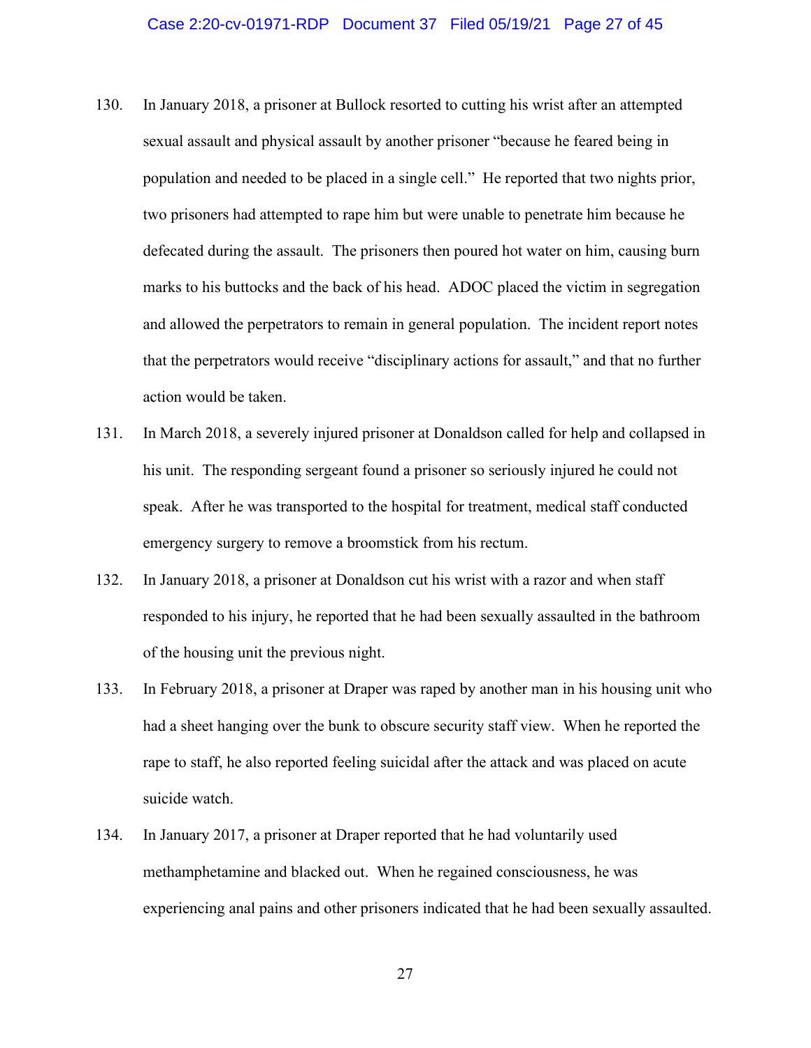130. In January 2018, a prisoner at Bullock resorted to cutting his wrist after an attempted sexual assault and physical assault by another prisoner "because he feared being in population and needed to be placed in a single cell." He reported that two nights prior, two prisoners had attempted to rape him but were unable to penetrate him because he defecated during the assault. The prisoners then poured hot water on him, causing burn marks to his buttocks and the back of his head. ADOC placed the victim in segregation and allowed the perpetrators to remain in general population. The incident report notes that the perpetrators would receive "disciplinary actions for assault," and that no further action would be taken.

131. In March 2018, a severely injured prisoner at Donaldson called for help and collapsed in his unit. The responding sergeant found a prisoner so seriously injured he could not speak. After he was transported to the hospital for treatment, medical staff conducted emergency surgery to remove a broomstick from his rectum.

132. In January 2018, a prisoner at Donaldson cut his wrist with a razor and when staff responded to his injury, he reported that he had been sexually assaulted in the bathroom of the housing unit the previous night.

133. In February 2018, a prisoner at Draper was raped by another man in his housing unit who had a sheet hanging over the bunk to obscure security staff view. When he reported the rape to staff, he also reported feeling suicidal after the attack and was placed on acute suicide watch.

134. In January 2017, a prisoner at Draper reported that he had voluntarily used methamphetamine and blacked out. When he regained consciousness, he was experiencing anal pains and other prisoners indicated that he had been sexually assaulted.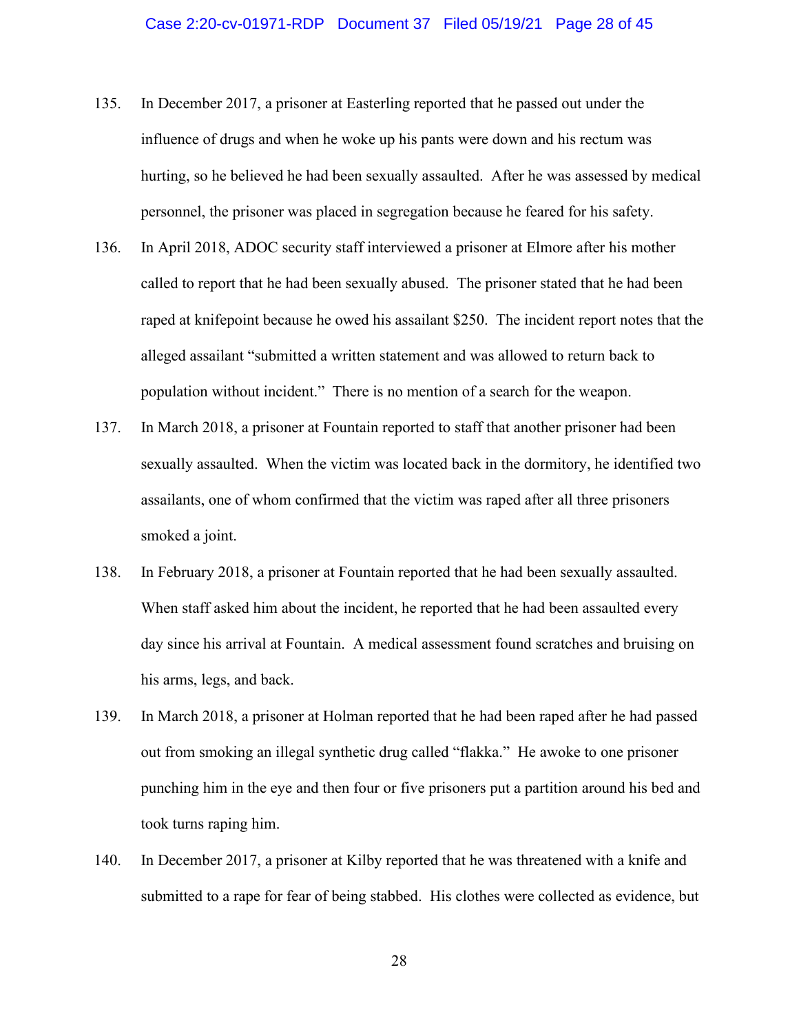135. In December 2017, a prisoner at Easterling reported that he passed out under the influence of drugs and when he woke up his pants were down and his rectum was hurting, so he believed he had been sexually assaulted. After he was assessed by medical personnel, the prisoner was placed in segregation because he feared for his safety.

136. In April 2018, ADOC security staff interviewed a prisoner at Elmore after his mother called to report that he had been sexually abused. The prisoner stated that he had been raped at knifepoint because he owed his assailant $250. The incident report notes that the alleged assailant "submitted a written statement and was allowed to return back to population without incident." There is no mention of a search for the weapon.

137. In March 2018, a prisoner at Fountain reported to staff that another prisoner had been sexually assaulted. When the victim was located back in the dormitory, he identified two assailants, one of whom confirmed that the victim was raped after all three prisoners smoked a joint.

138. In February 2018, a prisoner at Fountain reported that he had been sexually assaulted. When staff asked him about the incident, he reported that he had been assaulted every day since his arrival at Fountain. A medical assessment found scratches and bruising on his arms, legs, and back.

139. In March 2018, a prisoner at Holman reported that he had been raped after he had passed out from smoking an illegal synthetic drug called "flakka." He awoke to one prisoner punching him in the eye and then four or five prisoners put a partition around his bed and took turns raping him.

140. In December 2017, a prisoner at Kilby reported that he was threatened with a knife and submitted to a rape for fear of being stabbed. His clothes were collected as evidence, but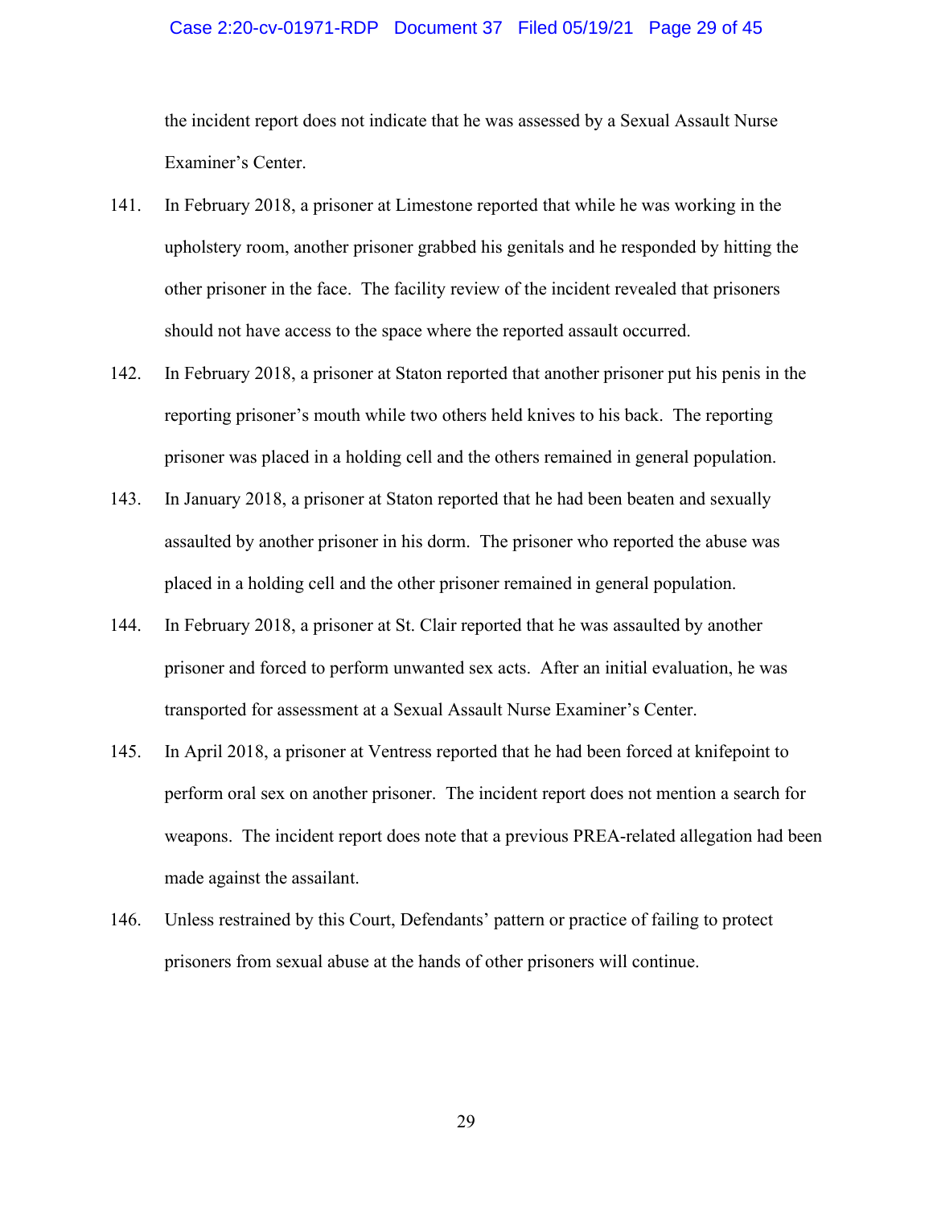the incident report does not indicate that he was assessed by a Sexual Assault Nurse Examiner's Center.

141. In February 2018, a prisoner at Limestone reported that while he was working in the upholstery room, another prisoner grabbed his genitals and he responded by hitting the other prisoner in the face. The facility review of the incident revealed that prisoners should not have access to the space where the reported assault occurred.

142. In February 2018, a prisoner at Staton reported that another prisoner put his penis in the reporting prisoner's mouth while two others held knives to his back. The reporting prisoner was placed in a holding cell and the others remained in general population.

143. In January 2018, a prisoner at Staton reported that he had been beaten and sexually assaulted by another prisoner in his dorm. The prisoner who reported the abuse was placed in a holding cell and the other prisoner remained in general population.

144. In February 2018, a prisoner at St. Clair reported that he was assaulted by another prisoner and forced to perform unwanted sex acts. After an initial evaluation, he was transported for assessment at a Sexual Assault Nurse Examiner's Center.

145. In April 2018, a prisoner at Ventress reported that he had been forced at knifepoint to perform oral sex on another prisoner. The incident report does not mention a search for weapons. The incident report does note that a previous PREA-related allegation had been made against the assailant.

146. Unless restrained by this Court, Defendants' pattern or practice of failing to protect prisoners from sexual abuse at the hands of other prisoners will continue.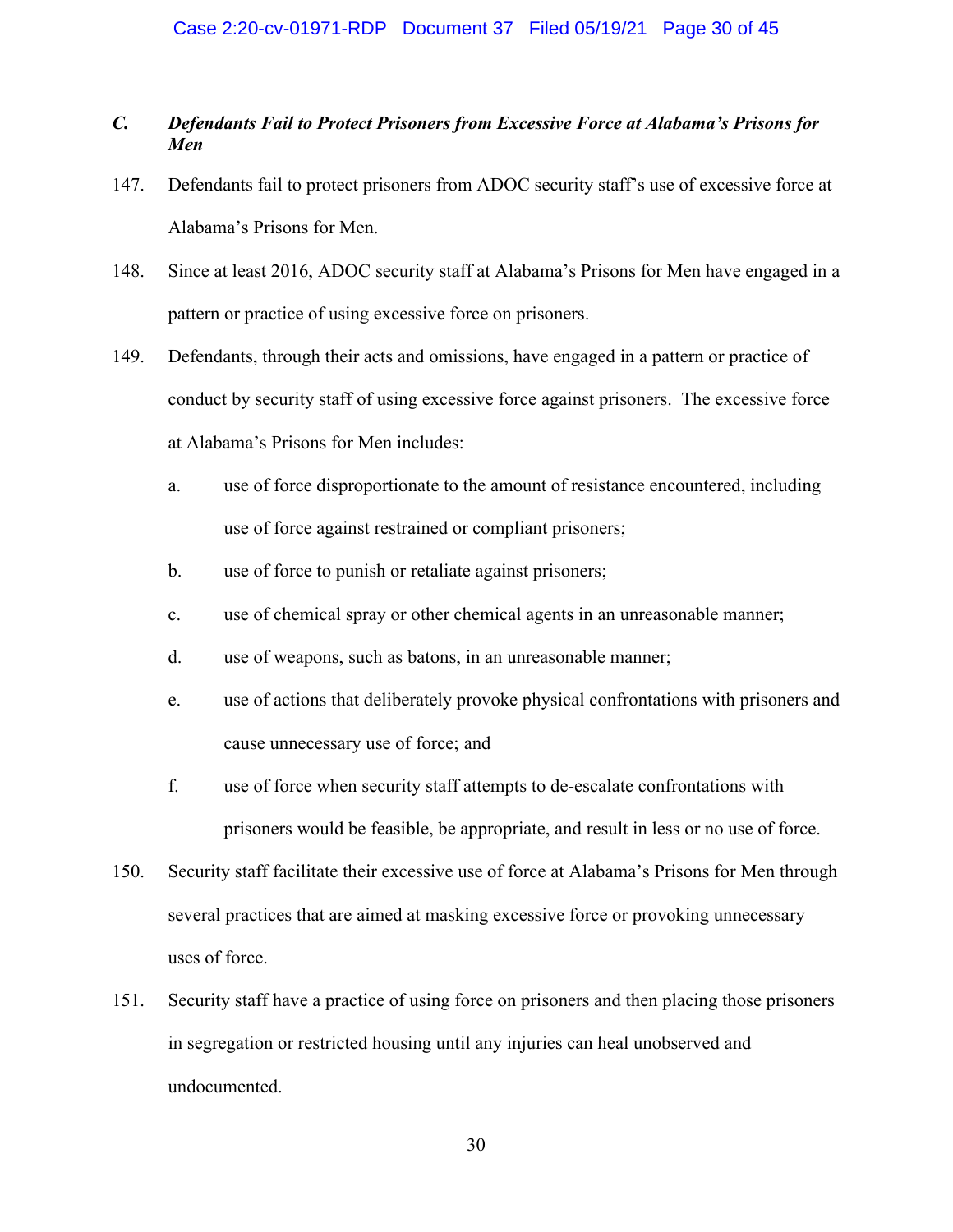### *C. Defendants Fail to Protect Prisoners from Excessive Force at Alabama's Prisons for Men*

147. Defendants fail to protect prisoners from ADOC security staff's use of excessive force at Alabama's Prisons for Men.

148. Since at least 2016, ADOC security staff at Alabama's Prisons for Men have engaged in a pattern or practice of using excessive force on prisoners.

149. Defendants, through their acts and omissions, have engaged in a pattern or practice of conduct by security staff of using excessive force against prisoners. The excessive force at Alabama's Prisons for Men includes:

    a. use of force disproportionate to the amount of resistance encountered, including use of force against restrained or compliant prisoners;

    b. use of force to punish or retaliate against prisoners;

    c. use of chemical spray or other chemical agents in an unreasonable manner;

    d. use of weapons, such as batons, in an unreasonable manner;

    e. use of actions that deliberately provoke physical confrontations with prisoners and cause unnecessary use of force; and

    f. use of force when security staff attempts to de-escalate confrontations with prisoners would be feasible, be appropriate, and result in less or no use of force.

150. Security staff facilitate their excessive use of force at Alabama's Prisons for Men through several practices that are aimed at masking excessive force or provoking unnecessary uses of force.

151. Security staff have a practice of using force on prisoners and then placing those prisoners in segregation or restricted housing until any injuries can heal unobserved and undocumented.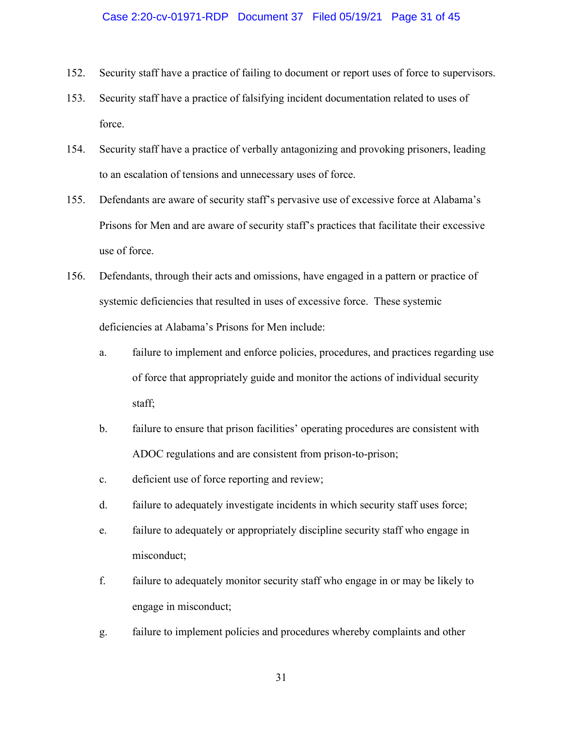152. Security staff have a practice of failing to document or report uses of force to supervisors.

153. Security staff have a practice of falsifying incident documentation related to uses of force.

154. Security staff have a practice of verbally antagonizing and provoking prisoners, leading to an escalation of tensions and unnecessary uses of force.

155. Defendants are aware of security staff's pervasive use of excessive force at Alabama's Prisons for Men and are aware of security staff's practices that facilitate their excessive use of force.

156. Defendants, through their acts and omissions, have engaged in a pattern or practice of systemic deficiencies that resulted in uses of excessive force. These systemic deficiencies at Alabama's Prisons for Men include:

   a. failure to implement and enforce policies, procedures, and practices regarding use of force that appropriately guide and monitor the actions of individual security staff;

   b. failure to ensure that prison facilities' operating procedures are consistent with ADOC regulations and are consistent from prison-to-prison;

   c. deficient use of force reporting and review;

   d. failure to adequately investigate incidents in which security staff uses force;

   e. failure to adequately or appropriately discipline security staff who engage in misconduct;

   f. failure to adequately monitor security staff who engage in or may be likely to engage in misconduct;

   g. failure to implement policies and procedures whereby complaints and other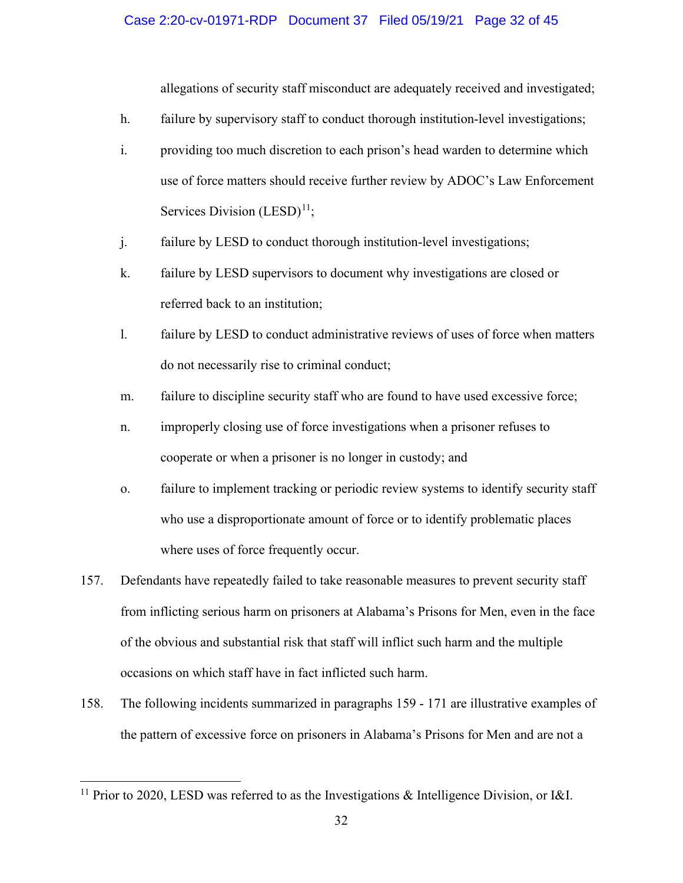allegations of security staff misconduct are adequately received and investigated;

h. failure by supervisory staff to conduct thorough institution-level investigations;

i. providing too much discretion to each prison's head warden to determine which use of force matters should receive further review by ADOC's Law Enforcement Services Division (LESD)[11];

j. failure by LESD to conduct thorough institution-level investigations;

k. failure by LESD supervisors to document why investigations are closed or referred back to an institution;

l. failure by LESD to conduct administrative reviews of uses of force when matters do not necessarily rise to criminal conduct;

m. failure to discipline security staff who are found to have used excessive force;

n. improperly closing use of force investigations when a prisoner refuses to cooperate or when a prisoner is no longer in custody; and

o. failure to implement tracking or periodic review systems to identify security staff who use a disproportionate amount of force or to identify problematic places where uses of force frequently occur.

157. Defendants have repeatedly failed to take reasonable measures to prevent security staff from inflicting serious harm on prisoners at Alabama's Prisons for Men, even in the face of the obvious and substantial risk that staff will inflict such harm and the multiple occasions on which staff have in fact inflicted such harm.

158. The following incidents summarized in paragraphs 159 - 171 are illustrative examples of the pattern of excessive force on prisoners in Alabama's Prisons for Men and are not a

[11] Prior to 2020, LESD was referred to as the Investigations & Intelligence Division, or I&I.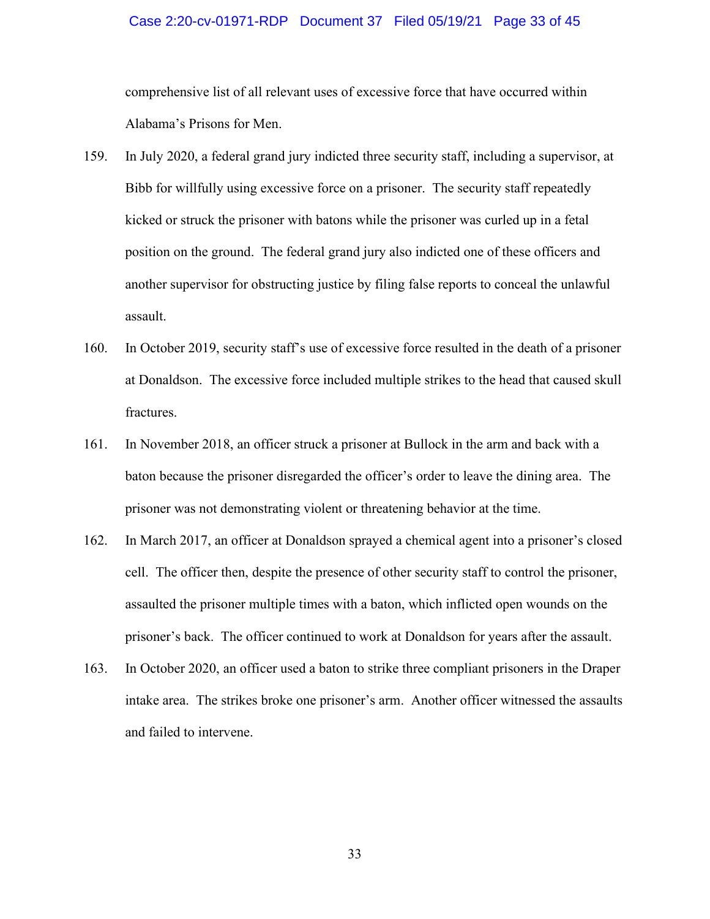comprehensive list of all relevant uses of excessive force that have occurred within Alabama's Prisons for Men.

159. In July 2020, a federal grand jury indicted three security staff, including a supervisor, at Bibb for willfully using excessive force on a prisoner. The security staff repeatedly kicked or struck the prisoner with batons while the prisoner was curled up in a fetal position on the ground. The federal grand jury also indicted one of these officers and another supervisor for obstructing justice by filing false reports to conceal the unlawful assault.

160. In October 2019, security staff's use of excessive force resulted in the death of a prisoner at Donaldson. The excessive force included multiple strikes to the head that caused skull fractures.

161. In November 2018, an officer struck a prisoner at Bullock in the arm and back with a baton because the prisoner disregarded the officer's order to leave the dining area. The prisoner was not demonstrating violent or threatening behavior at the time.

162. In March 2017, an officer at Donaldson sprayed a chemical agent into a prisoner's closed cell. The officer then, despite the presence of other security staff to control the prisoner, assaulted the prisoner multiple times with a baton, which inflicted open wounds on the prisoner's back. The officer continued to work at Donaldson for years after the assault.

163. In October 2020, an officer used a baton to strike three compliant prisoners in the Draper intake area. The strikes broke one prisoner's arm. Another officer witnessed the assaults and failed to intervene.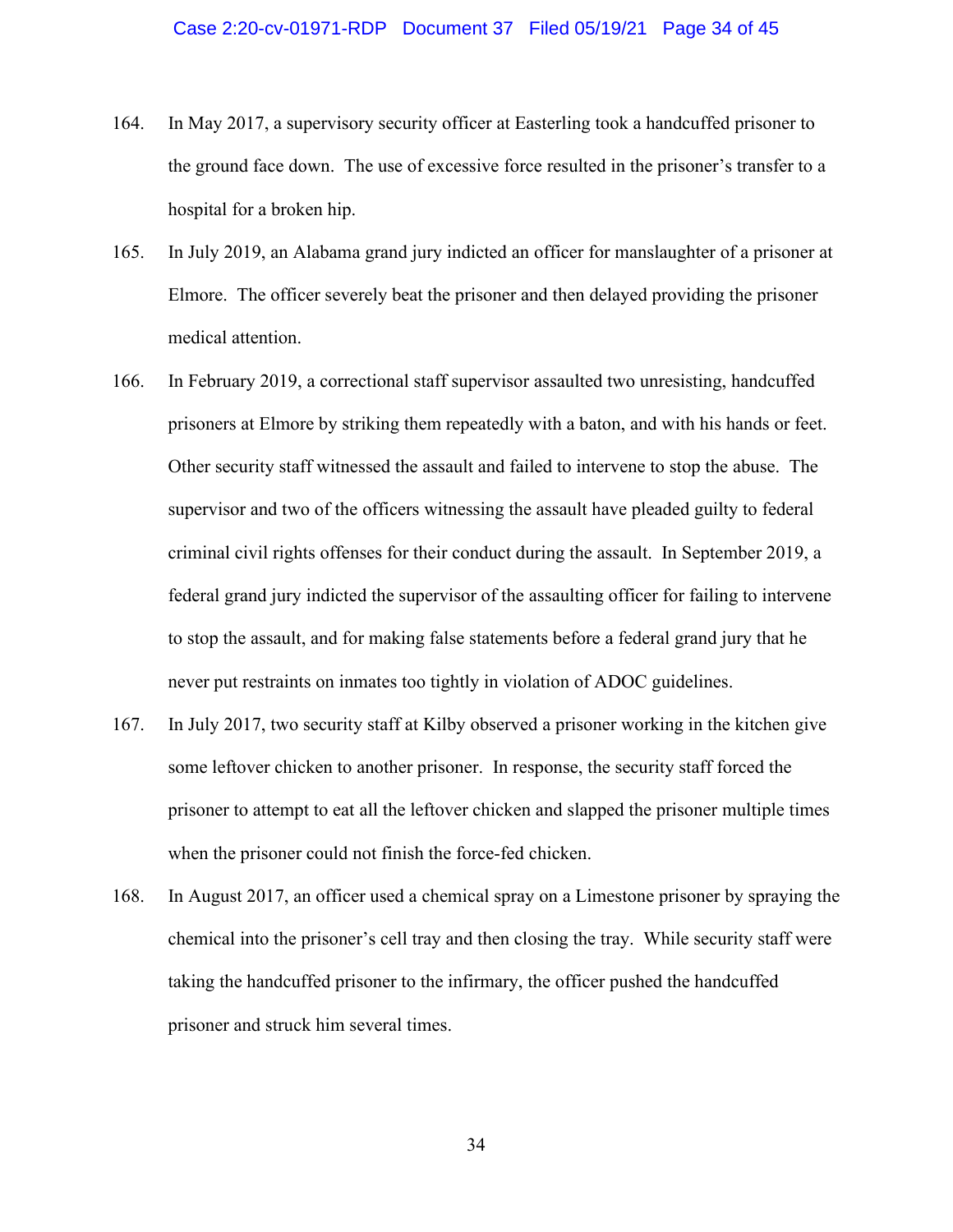164. In May 2017, a supervisory security officer at Easterling took a handcuffed prisoner to the ground face down. The use of excessive force resulted in the prisoner's transfer to a hospital for a broken hip.

165. In July 2019, an Alabama grand jury indicted an officer for manslaughter of a prisoner at Elmore. The officer severely beat the prisoner and then delayed providing the prisoner medical attention.

166. In February 2019, a correctional staff supervisor assaulted two unresisting, handcuffed prisoners at Elmore by striking them repeatedly with a baton, and with his hands or feet. Other security staff witnessed the assault and failed to intervene to stop the abuse. The supervisor and two of the officers witnessing the assault have pleaded guilty to federal criminal civil rights offenses for their conduct during the assault. In September 2019, a federal grand jury indicted the supervisor of the assaulting officer for failing to intervene to stop the assault, and for making false statements before a federal grand jury that he never put restraints on inmates too tightly in violation of ADOC guidelines.

167. In July 2017, two security staff at Kilby observed a prisoner working in the kitchen give some leftover chicken to another prisoner. In response, the security staff forced the prisoner to attempt to eat all the leftover chicken and slapped the prisoner multiple times when the prisoner could not finish the force-fed chicken.

168. In August 2017, an officer used a chemical spray on a Limestone prisoner by spraying the chemical into the prisoner's cell tray and then closing the tray. While security staff were taking the handcuffed prisoner to the infirmary, the officer pushed the handcuffed prisoner and struck him several times.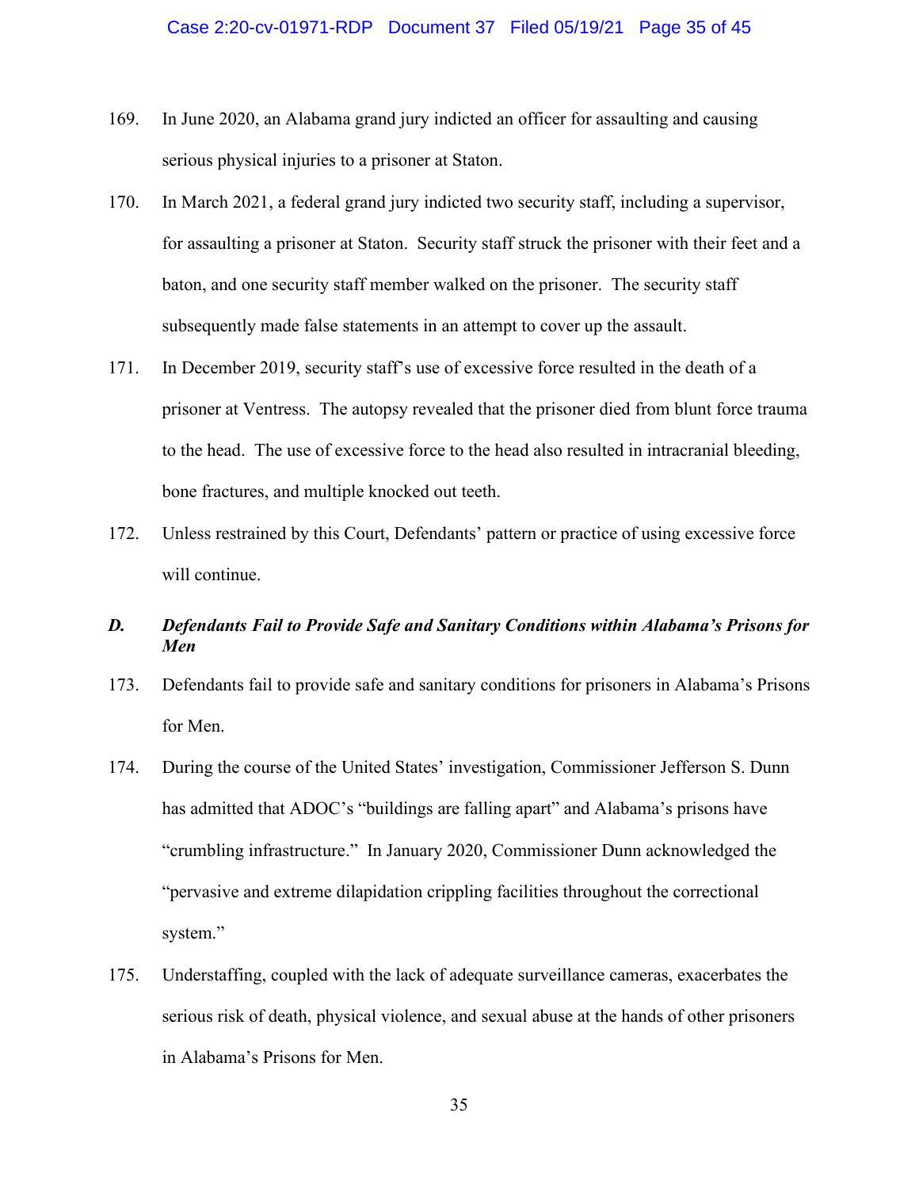169. In June 2020, an Alabama grand jury indicted an officer for assaulting and causing serious physical injuries to a prisoner at Staton.

170. In March 2021, a federal grand jury indicted two security staff, including a supervisor, for assaulting a prisoner at Staton. Security staff struck the prisoner with their feet and a baton, and one security staff member walked on the prisoner. The security staff subsequently made false statements in an attempt to cover up the assault.

171. In December 2019, security staff's use of excessive force resulted in the death of a prisoner at Ventress. The autopsy revealed that the prisoner died from blunt force trauma to the head. The use of excessive force to the head also resulted in intracranial bleeding, bone fractures, and multiple knocked out teeth.

172. Unless restrained by this Court, Defendants' pattern or practice of using excessive force will continue.

### *D. Defendants Fail to Provide Safe and Sanitary Conditions within Alabama's Prisons for Men*

173. Defendants fail to provide safe and sanitary conditions for prisoners in Alabama's Prisons for Men.

174. During the course of the United States' investigation, Commissioner Jefferson S. Dunn has admitted that ADOC's "buildings are falling apart" and Alabama's prisons have "crumbling infrastructure." In January 2020, Commissioner Dunn acknowledged the "pervasive and extreme dilapidation crippling facilities throughout the correctional system."

175. Understaffing, coupled with the lack of adequate surveillance cameras, exacerbates the serious risk of death, physical violence, and sexual abuse at the hands of other prisoners in Alabama's Prisons for Men.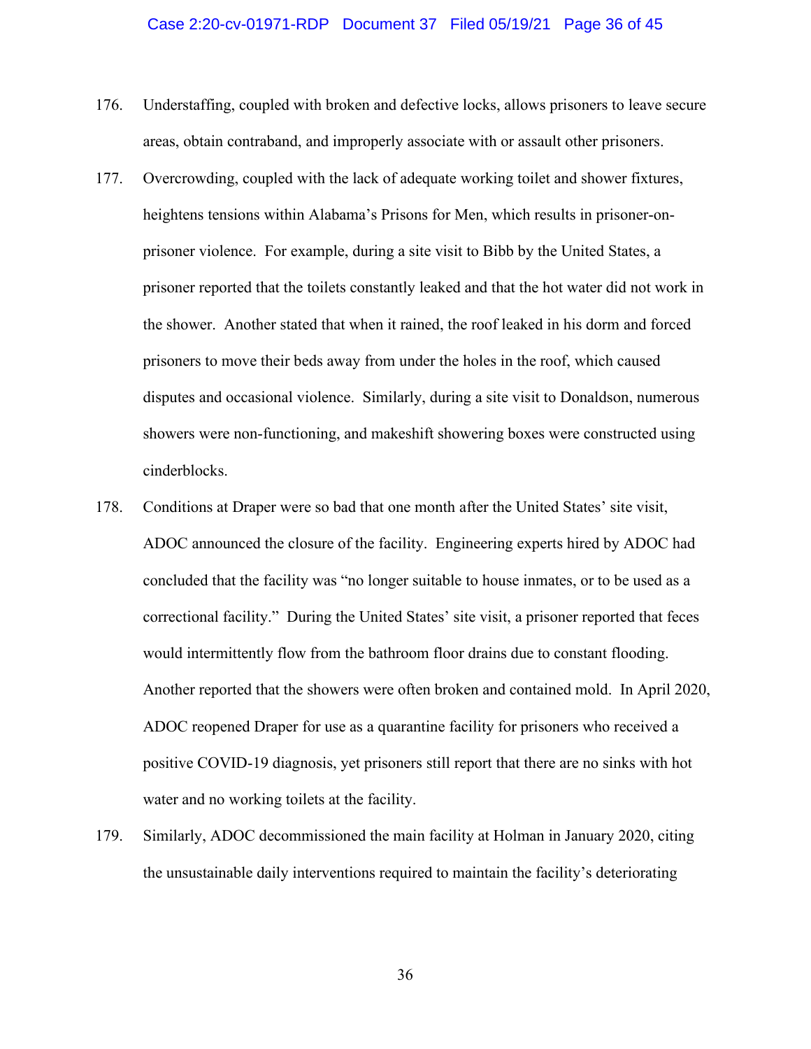176. Understaffing, coupled with broken and defective locks, allows prisoners to leave secure areas, obtain contraband, and improperly associate with or assault other prisoners.

177. Overcrowding, coupled with the lack of adequate working toilet and shower fixtures, heightens tensions within Alabama's Prisons for Men, which results in prisoner-on-prisoner violence. For example, during a site visit to Bibb by the United States, a prisoner reported that the toilets constantly leaked and that the hot water did not work in the shower. Another stated that when it rained, the roof leaked in his dorm and forced prisoners to move their beds away from under the holes in the roof, which caused disputes and occasional violence. Similarly, during a site visit to Donaldson, numerous showers were non-functioning, and makeshift showering boxes were constructed using cinderblocks.

178. Conditions at Draper were so bad that one month after the United States' site visit, ADOC announced the closure of the facility. Engineering experts hired by ADOC had concluded that the facility was "no longer suitable to house inmates, or to be used as a correctional facility." During the United States' site visit, a prisoner reported that feces would intermittently flow from the bathroom floor drains due to constant flooding. Another reported that the showers were often broken and contained mold. In April 2020, ADOC reopened Draper for use as a quarantine facility for prisoners who received a positive COVID-19 diagnosis, yet prisoners still report that there are no sinks with hot water and no working toilets at the facility.

179. Similarly, ADOC decommissioned the main facility at Holman in January 2020, citing the unsustainable daily interventions required to maintain the facility's deteriorating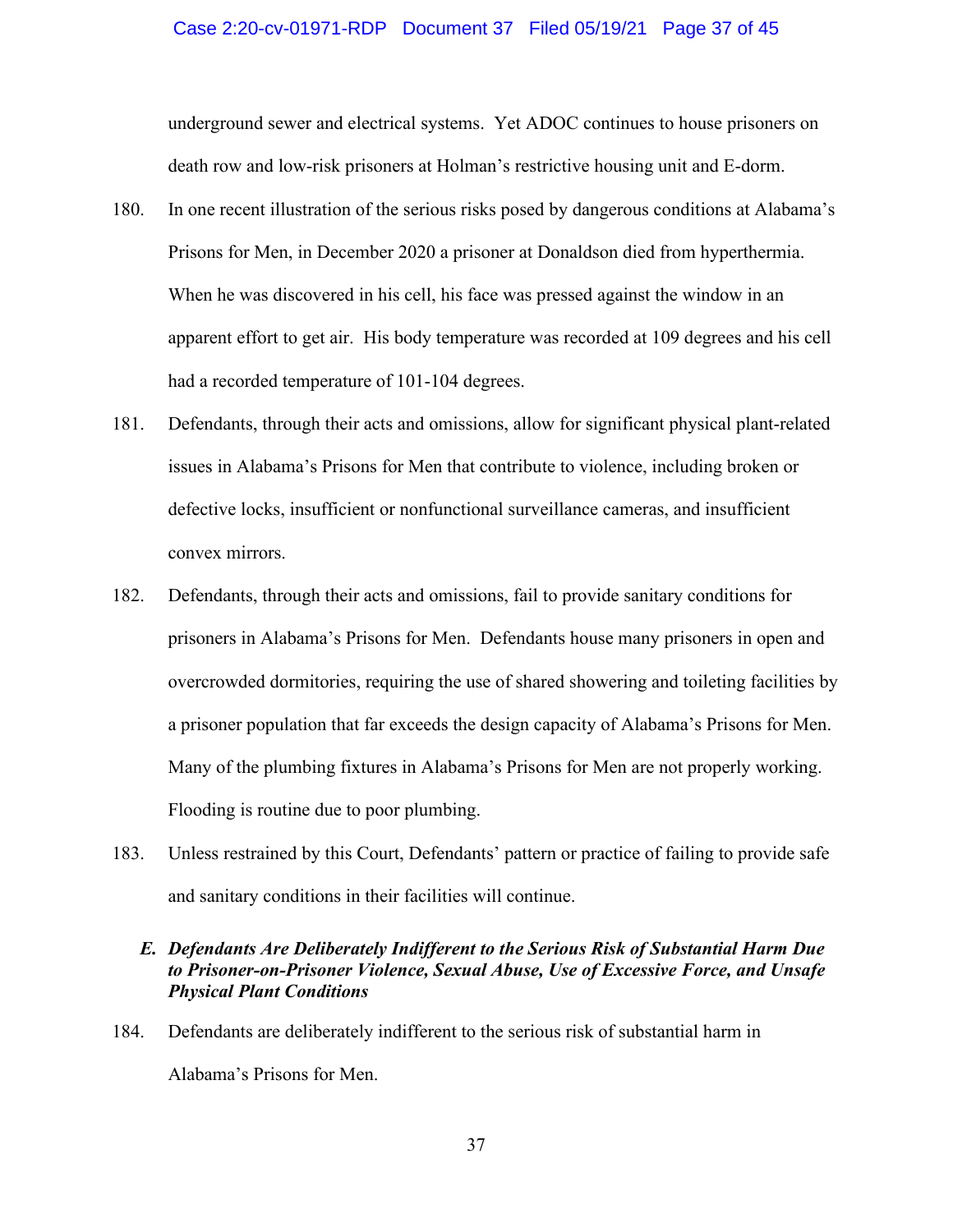underground sewer and electrical systems. Yet ADOC continues to house prisoners on death row and low-risk prisoners at Holman's restrictive housing unit and E-dorm.

180. In one recent illustration of the serious risks posed by dangerous conditions at Alabama's Prisons for Men, in December 2020 a prisoner at Donaldson died from hyperthermia. When he was discovered in his cell, his face was pressed against the window in an apparent effort to get air. His body temperature was recorded at 109 degrees and his cell had a recorded temperature of 101-104 degrees.

181. Defendants, through their acts and omissions, allow for significant physical plant-related issues in Alabama's Prisons for Men that contribute to violence, including broken or defective locks, insufficient or nonfunctional surveillance cameras, and insufficient convex mirrors.

182. Defendants, through their acts and omissions, fail to provide sanitary conditions for prisoners in Alabama's Prisons for Men. Defendants house many prisoners in open and overcrowded dormitories, requiring the use of shared showering and toileting facilities by a prisoner population that far exceeds the design capacity of Alabama's Prisons for Men. Many of the plumbing fixtures in Alabama's Prisons for Men are not properly working. Flooding is routine due to poor plumbing.

183. Unless restrained by this Court, Defendants' pattern or practice of failing to provide safe and sanitary conditions in their facilities will continue.

### *E. Defendants Are Deliberately Indifferent to the Serious Risk of Substantial Harm Due to Prisoner-on-Prisoner Violence, Sexual Abuse, Use of Excessive Force, and Unsafe Physical Plant Conditions*

184. Defendants are deliberately indifferent to the serious risk of substantial harm in Alabama's Prisons for Men.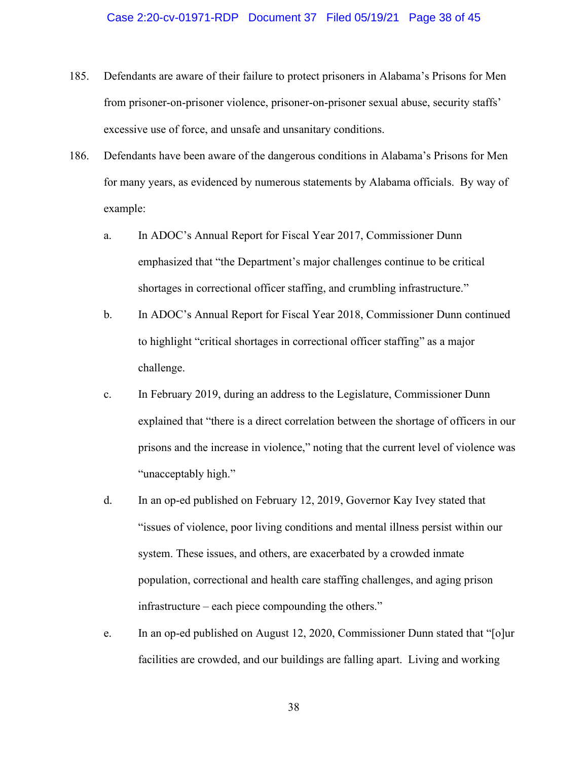185. Defendants are aware of their failure to protect prisoners in Alabama's Prisons for Men from prisoner-on-prisoner violence, prisoner-on-prisoner sexual abuse, security staffs' excessive use of force, and unsafe and unsanitary conditions.

186. Defendants have been aware of the dangerous conditions in Alabama's Prisons for Men for many years, as evidenced by numerous statements by Alabama officials. By way of example:

   a. In ADOC's Annual Report for Fiscal Year 2017, Commissioner Dunn emphasized that "the Department's major challenges continue to be critical shortages in correctional officer staffing, and crumbling infrastructure."

   b. In ADOC's Annual Report for Fiscal Year 2018, Commissioner Dunn continued to highlight "critical shortages in correctional officer staffing" as a major challenge.

   c. In February 2019, during an address to the Legislature, Commissioner Dunn explained that "there is a direct correlation between the shortage of officers in our prisons and the increase in violence," noting that the current level of violence was "unacceptably high."

   d. In an op-ed published on February 12, 2019, Governor Kay Ivey stated that "issues of violence, poor living conditions and mental illness persist within our system. These issues, and others, are exacerbated by a crowded inmate population, correctional and health care staffing challenges, and aging prison infrastructure – each piece compounding the others."

   e. In an op-ed published on August 12, 2020, Commissioner Dunn stated that "[o]ur facilities are crowded, and our buildings are falling apart. Living and working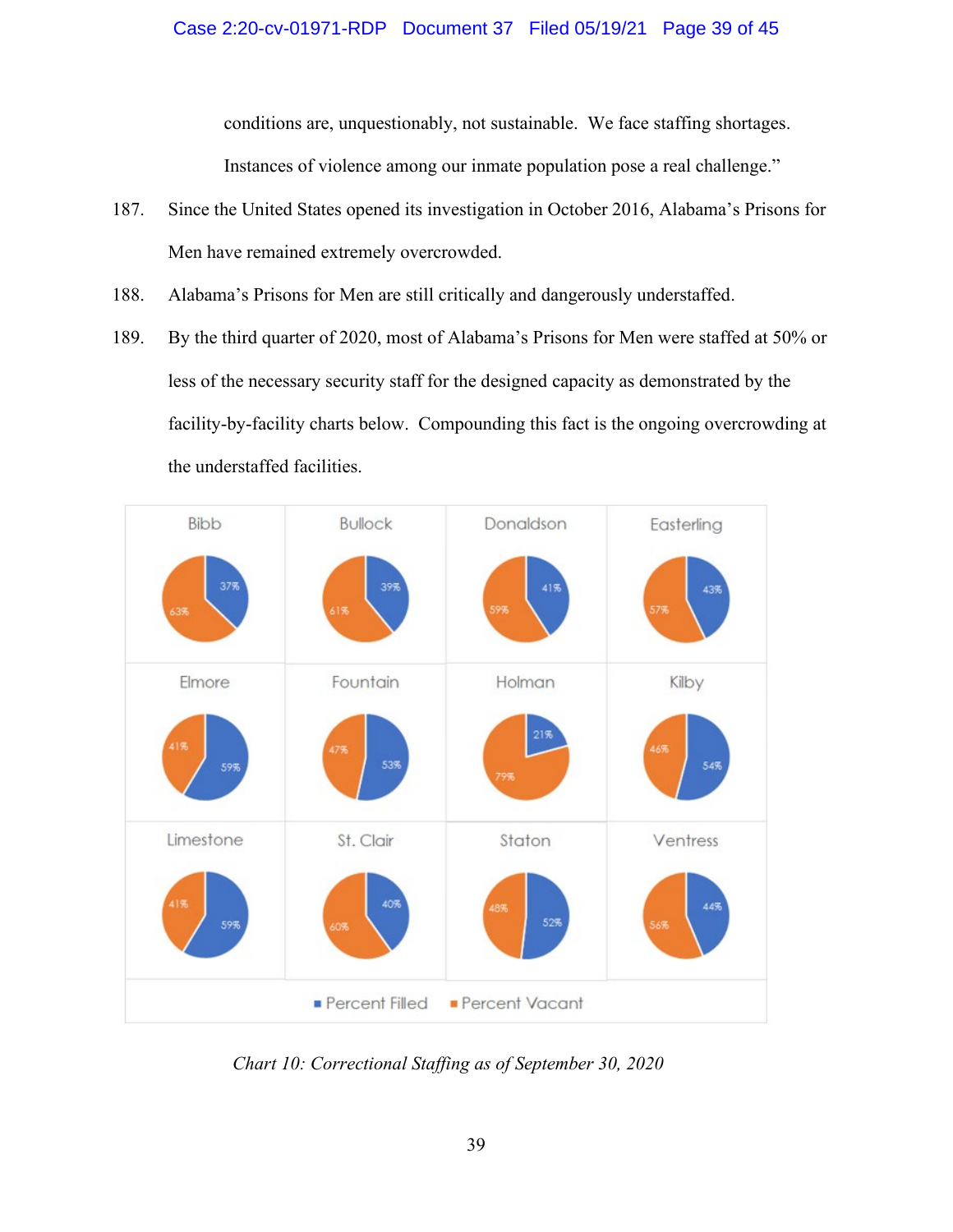conditions are, unquestionably, not sustainable. We face staffing shortages. Instances of violence among our inmate population pose a real challenge."

187. Since the United States opened its investigation in October 2016, Alabama's Prisons for Men have remained extremely overcrowded.

188. Alabama's Prisons for Men are still critically and dangerously understaffed.

189. By the third quarter of 2020, most of Alabama's Prisons for Men were staffed at 50% or less of the necessary security staff for the designed capacity as demonstrated by the facility-by-facility charts below. Compounding this fact is the ongoing overcrowding at the understaffed facilities.

| Facility | Percent Filled | Percent Vacant |
|---|---|---|
| Bibb | 37% | 63% |
| Bullock | 39% | 61% |
| Donaldson | 41% | 59% |
| Easterling | 43% | 57% |
| Elmore | 59% | 41% |
| Fountain | 53% | 47% |
| Holman | 21% | 79% |
| Kilby | 54% | 46% |
| Limestone | 59% | 41% |
| St. Clair | 40% | 60% |
| Staton | 52% | 48% |
| Ventress | 44% | 56% |

*Chart 10: Correctional Staffing as of September 30, 2020*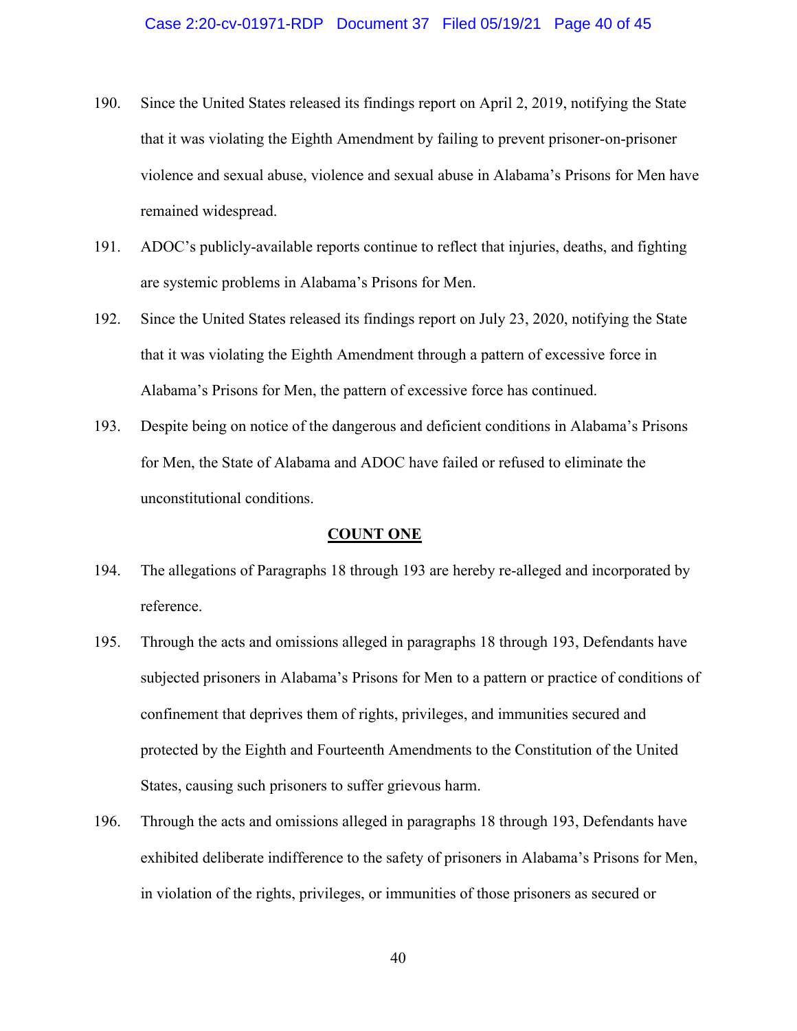190. Since the United States released its findings report on April 2, 2019, notifying the State that it was violating the Eighth Amendment by failing to prevent prisoner-on-prisoner violence and sexual abuse, violence and sexual abuse in Alabama's Prisons for Men have remained widespread.

191. ADOC's publicly-available reports continue to reflect that injuries, deaths, and fighting are systemic problems in Alabama's Prisons for Men.

192. Since the United States released its findings report on July 23, 2020, notifying the State that it was violating the Eighth Amendment through a pattern of excessive force in Alabama's Prisons for Men, the pattern of excessive force has continued.

193. Despite being on notice of the dangerous and deficient conditions in Alabama's Prisons for Men, the State of Alabama and ADOC have failed or refused to eliminate the unconstitutional conditions.

## COUNT ONE

194. The allegations of Paragraphs 18 through 193 are hereby re-alleged and incorporated by reference.

195. Through the acts and omissions alleged in paragraphs 18 through 193, Defendants have subjected prisoners in Alabama's Prisons for Men to a pattern or practice of conditions of confinement that deprives them of rights, privileges, and immunities secured and protected by the Eighth and Fourteenth Amendments to the Constitution of the United States, causing such prisoners to suffer grievous harm.

196. Through the acts and omissions alleged in paragraphs 18 through 193, Defendants have exhibited deliberate indifference to the safety of prisoners in Alabama's Prisons for Men, in violation of the rights, privileges, or immunities of those prisoners as secured or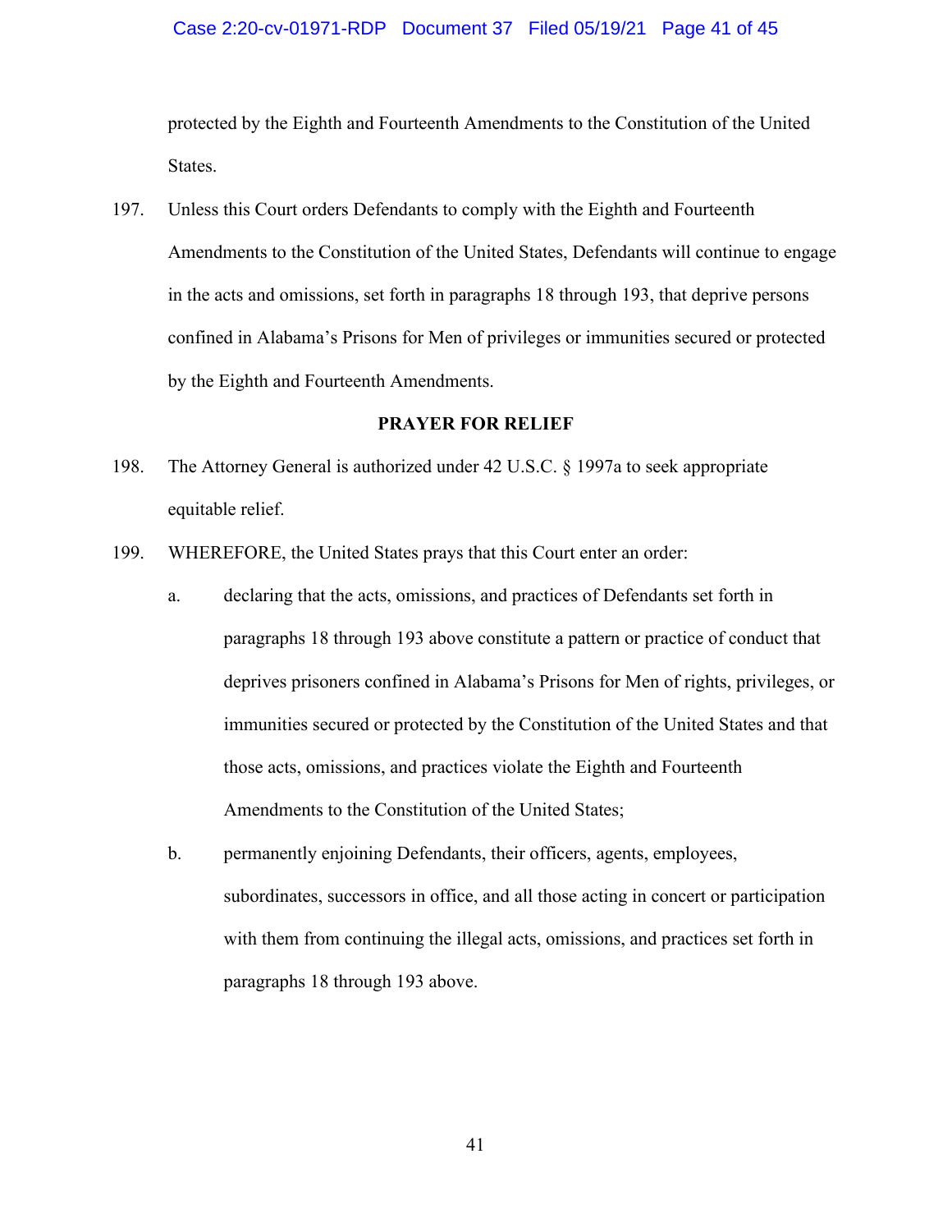protected by the Eighth and Fourteenth Amendments to the Constitution of the United States.

197. Unless this Court orders Defendants to comply with the Eighth and Fourteenth Amendments to the Constitution of the United States, Defendants will continue to engage in the acts and omissions, set forth in paragraphs 18 through 193, that deprive persons confined in Alabama's Prisons for Men of privileges or immunities secured or protected by the Eighth and Fourteenth Amendments.

**PRAYER FOR RELIEF**

198. The Attorney General is authorized under 42 U.S.C. § 1997a to seek appropriate equitable relief.

199. WHEREFORE, the United States prays that this Court enter an order:

   a. declaring that the acts, omissions, and practices of Defendants set forth in paragraphs 18 through 193 above constitute a pattern or practice of conduct that deprives prisoners confined in Alabama's Prisons for Men of rights, privileges, or immunities secured or protected by the Constitution of the United States and that those acts, omissions, and practices violate the Eighth and Fourteenth Amendments to the Constitution of the United States;

   b. permanently enjoining Defendants, their officers, agents, employees, subordinates, successors in office, and all those acting in concert or participation with them from continuing the illegal acts, omissions, and practices set forth in paragraphs 18 through 193 above.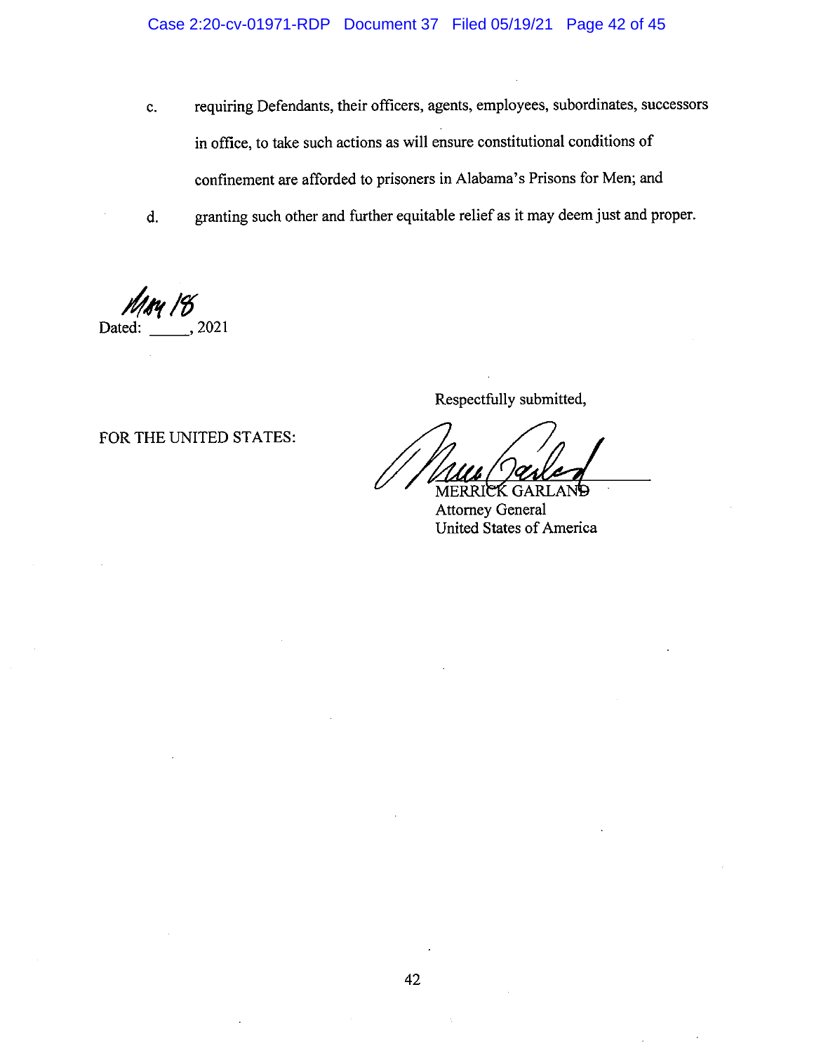c. requiring Defendants, their officers, agents, employees, subordinates, successors in office, to take such actions as will ensure constitutional conditions of confinement are afforded to prisoners in Alabama's Prisons for Men; and

d. granting such other and further equitable relief as it may deem just and proper.

Dated: May 18, 2021

Respectfully submitted,

FOR THE UNITED STATES:

MERRICK GARLAND
Attorney General
United States of America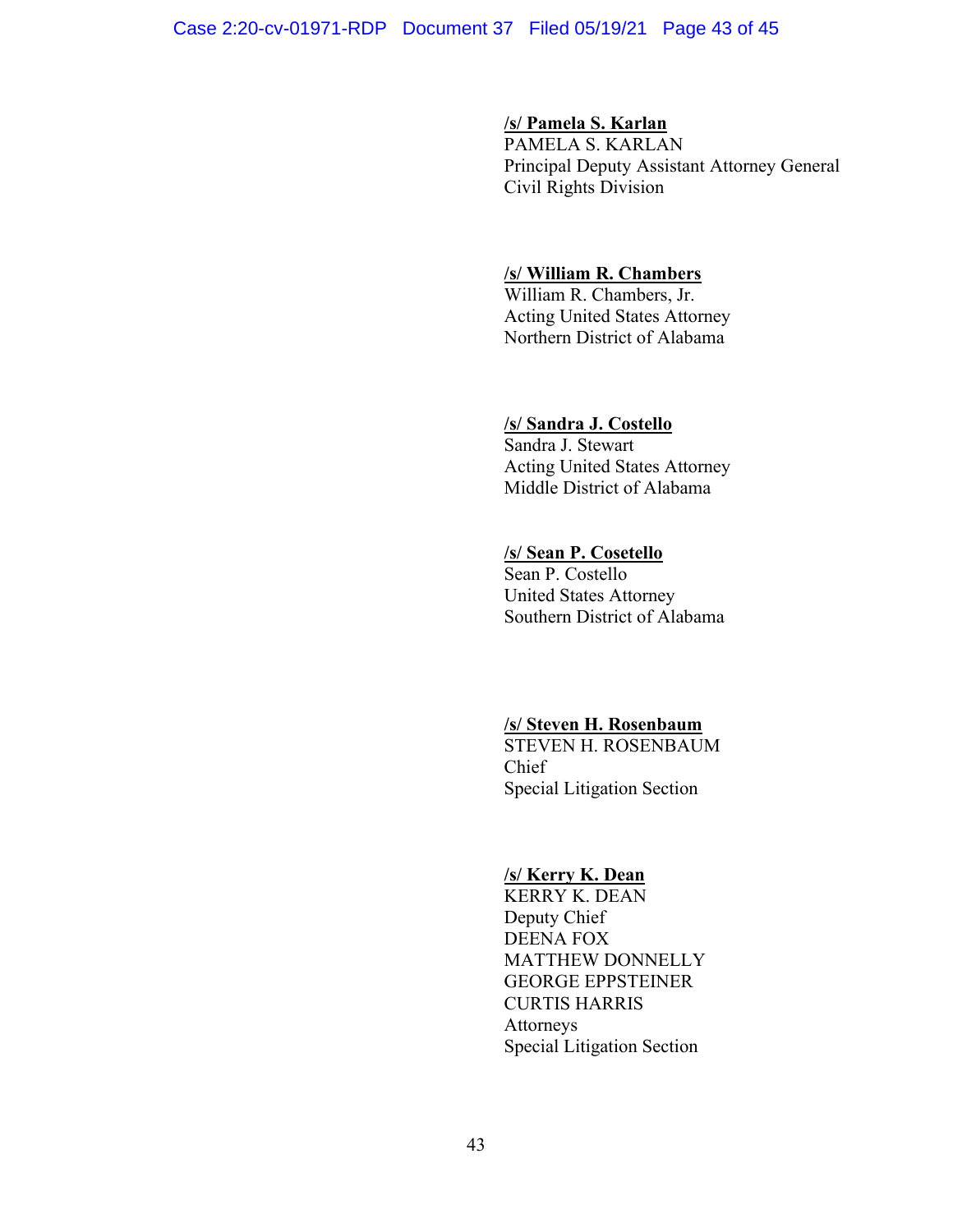**/s/ Pamela S. Karlan**
PAMELA S. KARLAN
Principal Deputy Assistant Attorney General
Civil Rights Division

**/s/ William R. Chambers**
William R. Chambers, Jr.
Acting United States Attorney
Northern District of Alabama

**/s/ Sandra J. Costello**
Sandra J. Stewart
Acting United States Attorney
Middle District of Alabama

**/s/ Sean P. Cosetello**
Sean P. Costello
United States Attorney
Southern District of Alabama

**/s/ Steven H. Rosenbaum**
STEVEN H. ROSENBAUM
Chief
Special Litigation Section

**/s/ Kerry K. Dean**
KERRY K. DEAN
Deputy Chief
DEENA FOX
MATTHEW DONNELLY
GEORGE EPPSTEINER
CURTIS HARRIS
Attorneys
Special Litigation Section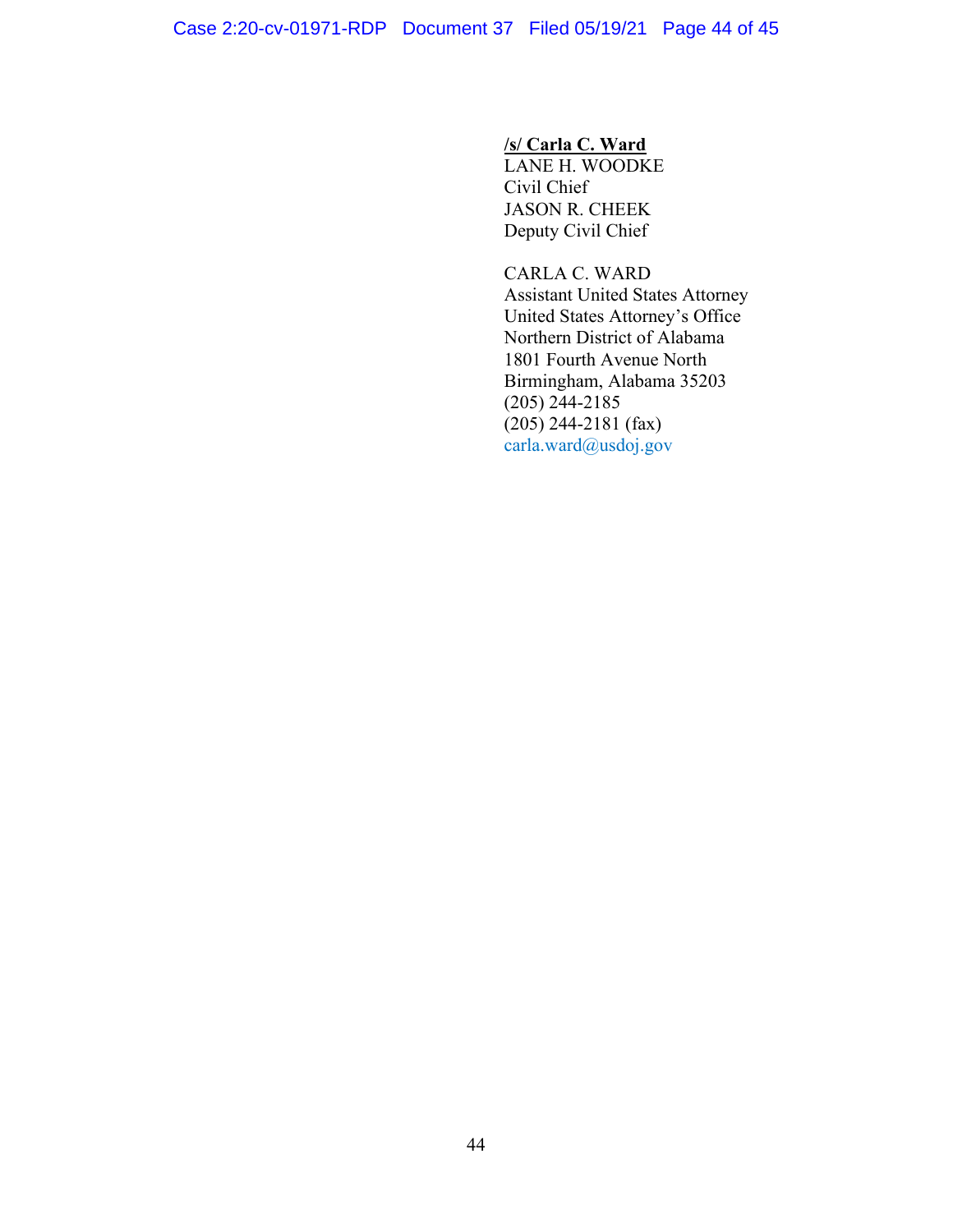**/s/ Carla C. Ward**
LANE H. WOODKE
Civil Chief
JASON R. CHEEK
Deputy Civil Chief

CARLA C. WARD
Assistant United States Attorney
United States Attorney's Office
Northern District of Alabama
1801 Fourth Avenue North
Birmingham, Alabama 35203
(205) 244-2185
(205) 244-2181 (fax)
carla.ward@usdoj.gov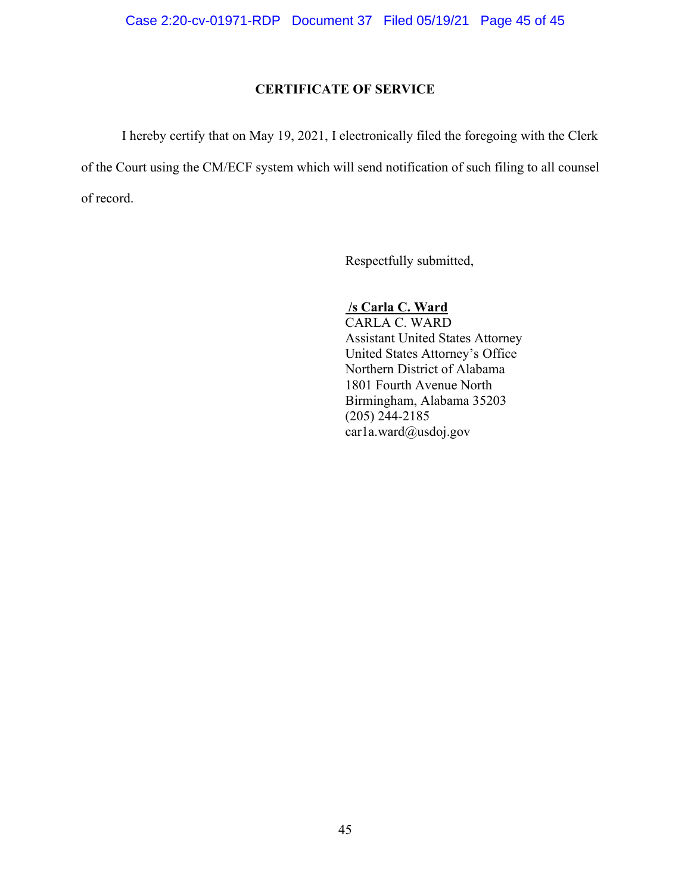# CERTIFICATE OF SERVICE

I hereby certify that on May 19, 2021, I electronically filed the foregoing with the Clerk of the Court using the CM/ECF system which will send notification of such filing to all counsel of record.

Respectfully submitted,

**/s Carla C. Ward**
CARLA C. WARD
Assistant United States Attorney
United States Attorney's Office
Northern District of Alabama
1801 Fourth Avenue North
Birmingham, Alabama 35203
(205) 244-2185
car1a.ward@usdoj.gov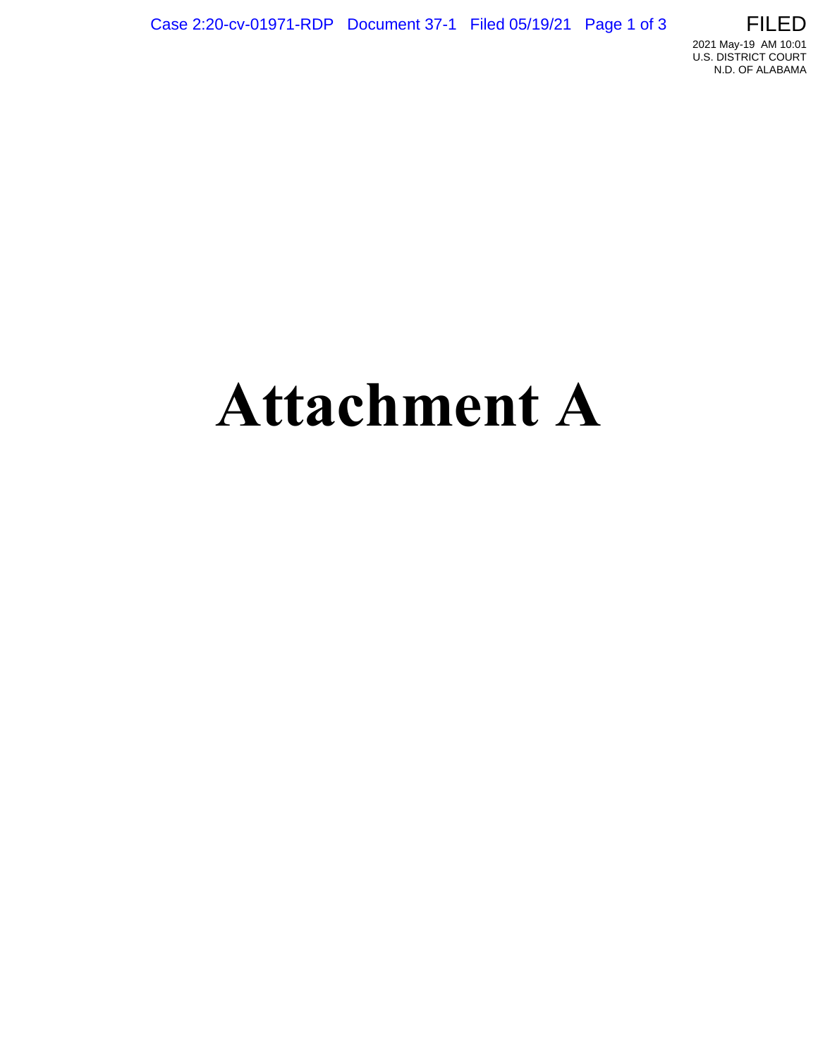# Attachment A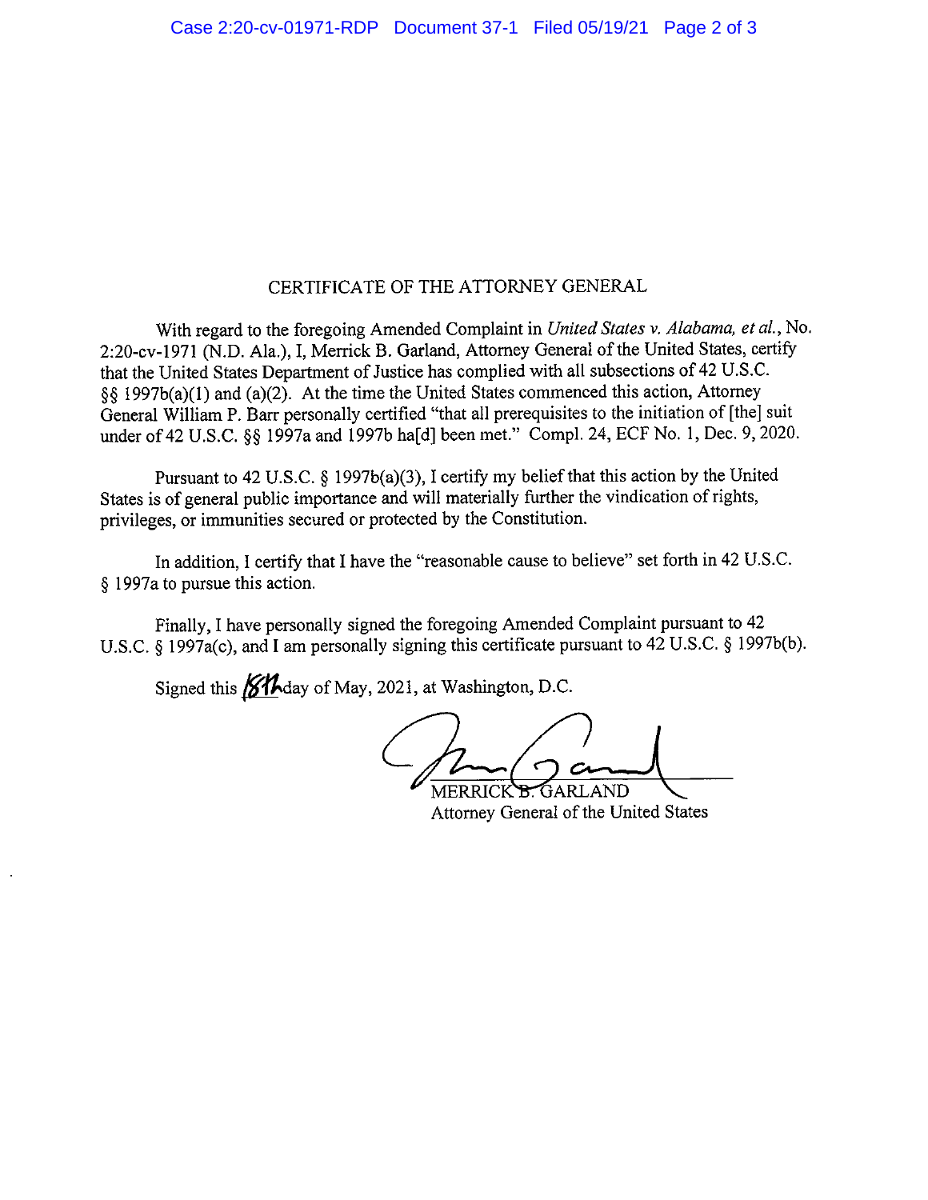# CERTIFICATE OF THE ATTORNEY GENERAL

With regard to the foregoing Amended Complaint in *United States v. Alabama, et al.*, No. 2:20-cv-1971 (N.D. Ala.), I, Merrick B. Garland, Attorney General of the United States, certify that the United States Department of Justice has complied with all subsections of 42 U.S.C. §§ 1997b(a)(1) and (a)(2). At the time the United States commenced this action, Attorney General William P. Barr personally certified "that all prerequisites to the initiation of [the] suit under of 42 U.S.C. §§ 1997a and 1997b ha[d] been met." Compl. 24, ECF No. 1, Dec. 9, 2020.

Pursuant to 42 U.S.C. § 1997b(a)(3), I certify my belief that this action by the United States is of general public importance and will materially further the vindication of rights, privileges, or immunities secured or protected by the Constitution.

In addition, I certify that I have the "reasonable cause to believe" set forth in 42 U.S.C. § 1997a to pursue this action.

Finally, I have personally signed the foregoing Amended Complaint pursuant to 42 U.S.C. § 1997a(c), and I am personally signing this certificate pursuant to 42 U.S.C. § 1997b(b).

Signed this 18th day of May, 2021, at Washington, D.C.

MERRICK B. GARLAND
Attorney General of the United States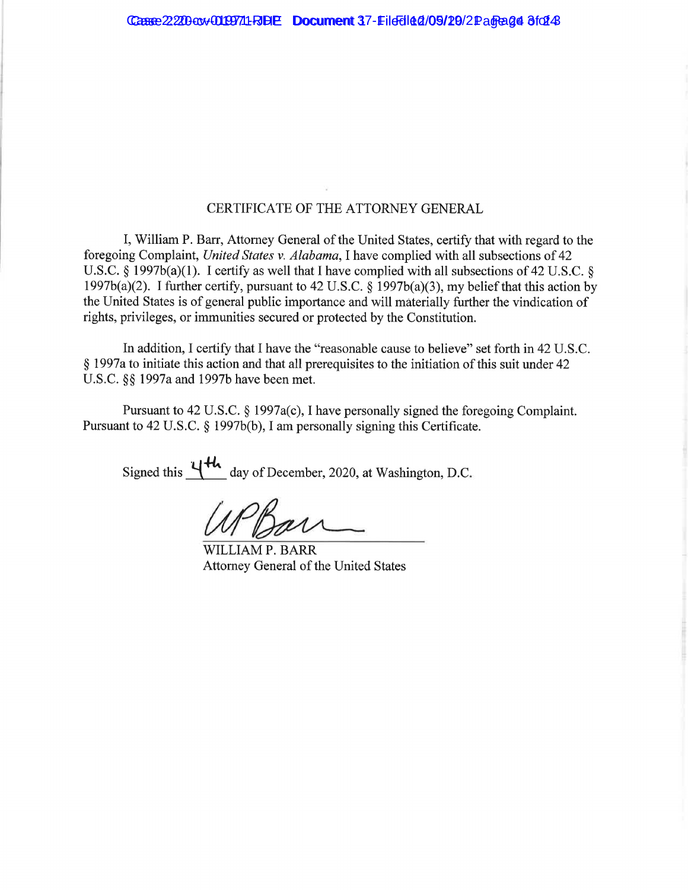## CERTIFICATE OF THE ATTORNEY GENERAL

I, William P. Barr, Attorney General of the United States, certify that with regard to the foregoing Complaint, *United States v. Alabama*, I have complied with all subsections of 42 U.S.C. § 1997b(a)(1). I certify as well that I have complied with all subsections of 42 U.S.C. § 1997b(a)(2). I further certify, pursuant to 42 U.S.C. § 1997b(a)(3), my belief that this action by the United States is of general public importance and will materially further the vindication of rights, privileges, or immunities secured or protected by the Constitution.

In addition, I certify that I have the "reasonable cause to believe" set forth in 42 U.S.C. § 1997a to initiate this action and that all prerequisites to the initiation of this suit under 42 U.S.C. §§ 1997a and 1997b have been met.

Pursuant to 42 U.S.C. § 1997a(c), I have personally signed the foregoing Complaint. Pursuant to 42 U.S.C. § 1997b(b), I am personally signing this Certificate.

Signed this 4th day of December, 2020, at Washington, D.C.

WPBarr

WILLIAM P. BARR
Attorney General of the United States